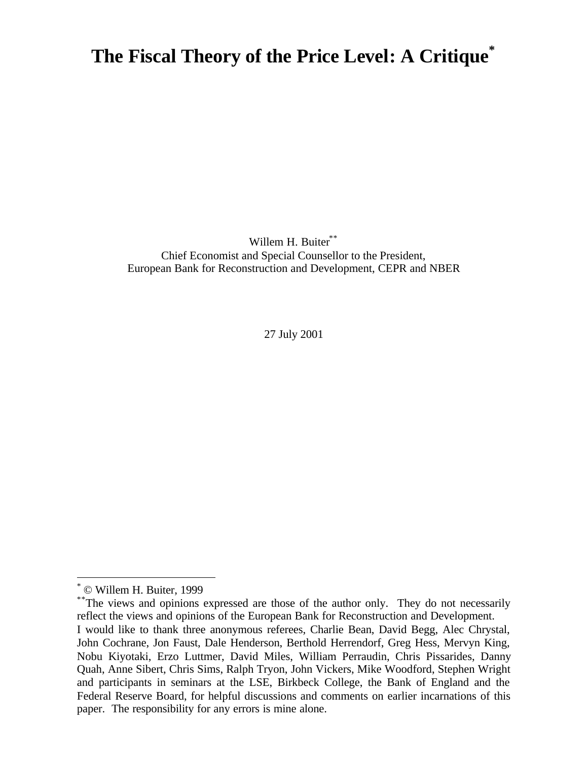# The Fiscal Theory of the Price Level: A Critique*

Willem H. Buiter**
Chief Economist and Special Counsellor to the President,
European Bank for Reconstruction and Development, CEPR and NBER

27 July 2001

---

* © Willem H. Buiter, 1999

** The views and opinions expressed are those of the author only. They do not necessarily reflect the views and opinions of the European Bank for Reconstruction and Development.
I would like to thank three anonymous referees, Charlie Bean, David Begg, Alec Chrystal, John Cochrane, Jon Faust, Dale Henderson, Berthold Herrendorf, Greg Hess, Mervyn King, Nobu Kiyotaki, Erzo Luttmer, David Miles, William Perraudin, Chris Pissarides, Danny Quah, Anne Sibert, Chris Sims, Ralph Tryon, John Vickers, Mike Woodford, Stephen Wright and participants in seminars at the LSE, Birkbeck College, the Bank of England and the Federal Reserve Board, for helpful discussions and comments on earlier incarnations of this paper. The responsibility for any errors is mine alone.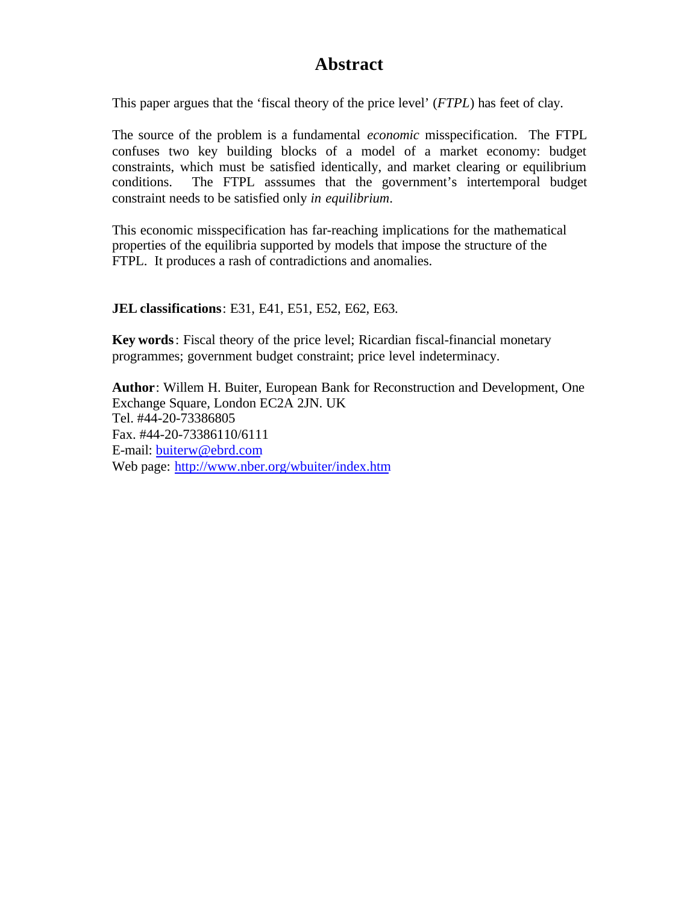# Abstract

This paper argues that the 'fiscal theory of the price level' (*FTPL*) has feet of clay.

The source of the problem is a fundamental *economic* misspecification. The FTPL confuses two key building blocks of a model of a market economy: budget constraints, which must be satisfied identically, and market clearing or equilibrium conditions. The FTPL asssumes that the government's intertemporal budget constraint needs to be satisfied only *in equilibrium*.

This economic misspecification has far-reaching implications for the mathematical properties of the equilibria supported by models that impose the structure of the FTPL. It produces a rash of contradictions and anomalies.

**JEL classifications**: E31, E41, E51, E52, E62, E63.

**Key words**: Fiscal theory of the price level; Ricardian fiscal-financial monetary programmes; government budget constraint; price level indeterminacy.

**Author**: Willem H. Buiter, European Bank for Reconstruction and Development, One Exchange Square, London EC2A 2JN. UK
Tel. #44-20-73386805
Fax. #44-20-73386110/6111
E-mail: buiterw@ebrd.com
Web page: http://www.nber.org/wbuiter/index.htm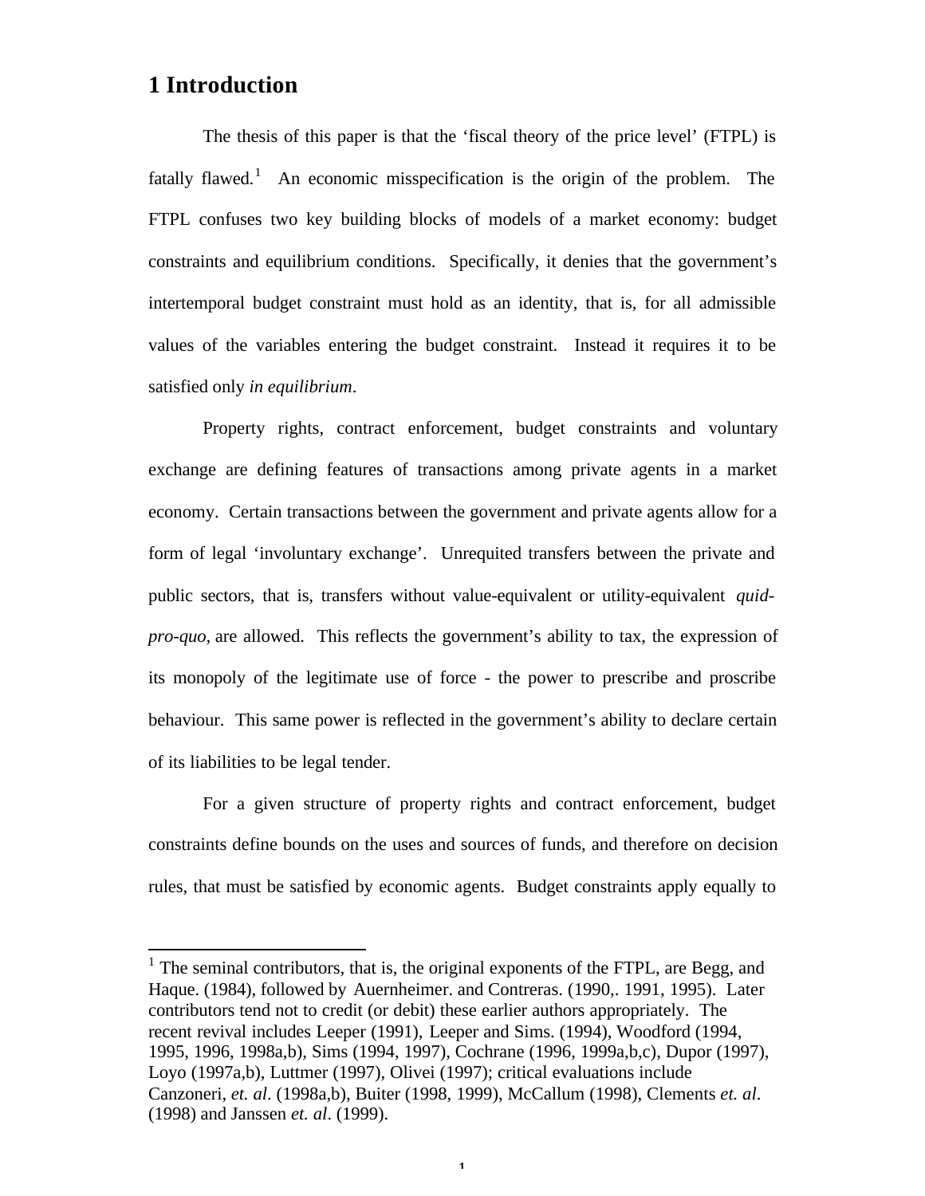# 1 Introduction

The thesis of this paper is that the 'fiscal theory of the price level' (FTPL) is fatally flawed.[1] An economic misspecification is the origin of the problem. The FTPL confuses two key building blocks of models of a market economy: budget constraints and equilibrium conditions. Specifically, it denies that the government's intertemporal budget constraint must hold as an identity, that is, for all admissible values of the variables entering the budget constraint. Instead it requires it to be satisfied only *in equilibrium*.

Property rights, contract enforcement, budget constraints and voluntary exchange are defining features of transactions among private agents in a market economy. Certain transactions between the government and private agents allow for a form of legal 'involuntary exchange'. Unrequited transfers between the private and public sectors, that is, transfers without value-equivalent or utility-equivalent *quid-pro-quo*, are allowed. This reflects the government's ability to tax, the expression of its monopoly of the legitimate use of force - the power to prescribe and proscribe behaviour. This same power is reflected in the government's ability to declare certain of its liabilities to be legal tender.

For a given structure of property rights and contract enforcement, budget constraints define bounds on the uses and sources of funds, and therefore on decision rules, that must be satisfied by economic agents. Budget constraints apply equally to

[1] The seminal contributors, that is, the original exponents of the FTPL, are Begg, and Haque. (1984), followed by Auernheimer. and Contreras. (1990,. 1991, 1995). Later contributors tend not to credit (or debit) these earlier authors appropriately. The recent revival includes Leeper (1991), Leeper and Sims. (1994), Woodford (1994, 1995, 1996, 1998a,b), Sims (1994, 1997), Cochrane (1996, 1999a,b,c), Dupor (1997), Loyo (1997a,b), Luttmer (1997), Olivei (1997); critical evaluations include Canzoneri, *et. al*. (1998a,b), Buiter (1998, 1999), McCallum (1998), Clements *et. al*. (1998) and Janssen *et. al*. (1999).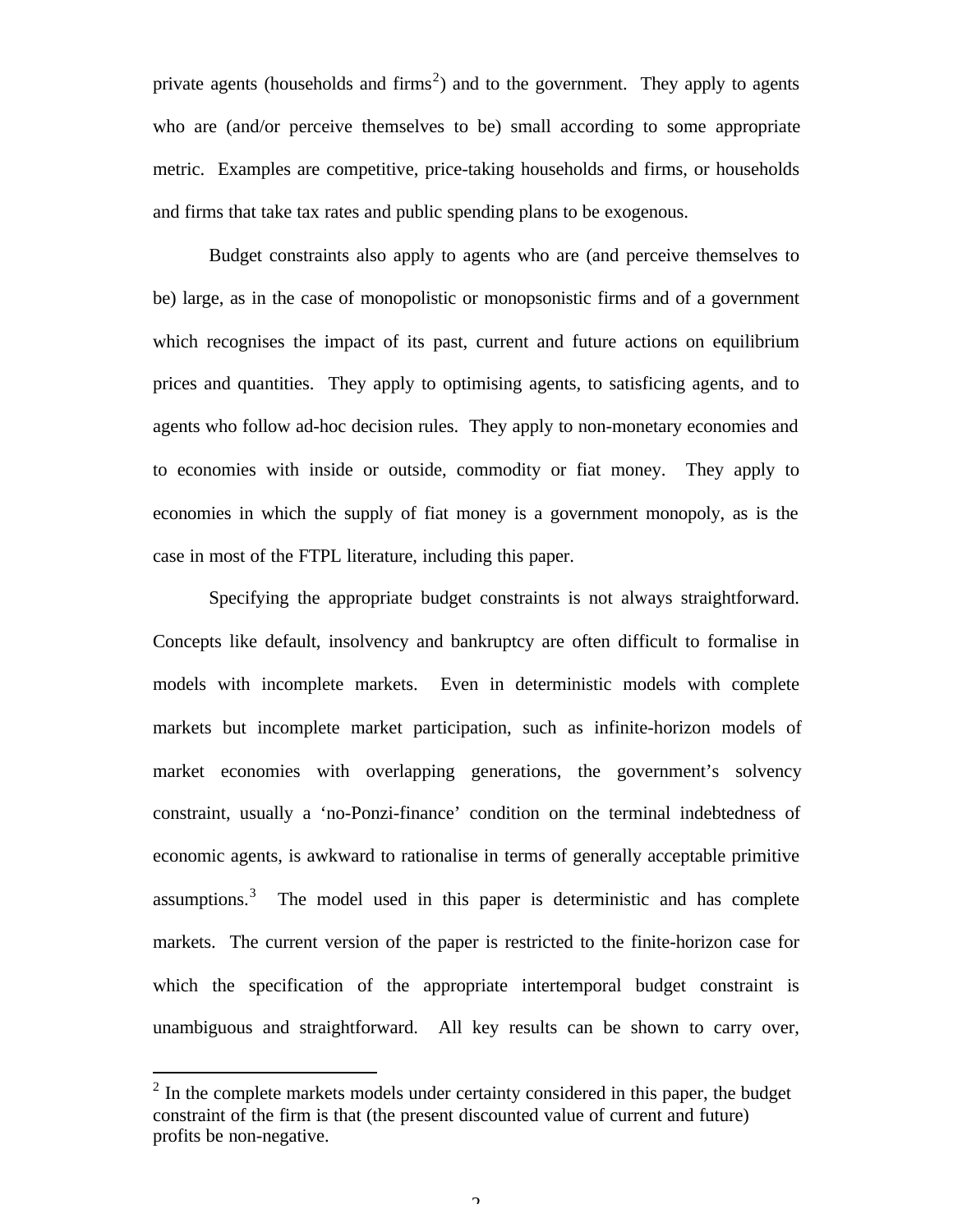private agents (households and firms[2]) and to the government. They apply to agents who are (and/or perceive themselves to be) small according to some appropriate metric. Examples are competitive, price-taking households and firms, or households and firms that take tax rates and public spending plans to be exogenous.

Budget constraints also apply to agents who are (and perceive themselves to be) large, as in the case of monopolistic or monopsonistic firms and of a government which recognises the impact of its past, current and future actions on equilibrium prices and quantities. They apply to optimising agents, to satisficing agents, and to agents who follow ad-hoc decision rules. They apply to non-monetary economies and to economies with inside or outside, commodity or fiat money. They apply to economies in which the supply of fiat money is a government monopoly, as is the case in most of the FTPL literature, including this paper.

Specifying the appropriate budget constraints is not always straightforward. Concepts like default, insolvency and bankruptcy are often difficult to formalise in models with incomplete markets. Even in deterministic models with complete markets but incomplete market participation, such as infinite-horizon models of market economies with overlapping generations, the government's solvency constraint, usually a 'no-Ponzi-finance' condition on the terminal indebtedness of economic agents, is awkward to rationalise in terms of generally acceptable primitive assumptions.[3] The model used in this paper is deterministic and has complete markets. The current version of the paper is restricted to the finite-horizon case for which the specification of the appropriate intertemporal budget constraint is unambiguous and straightforward. All key results can be shown to carry over,

[2] In the complete markets models under certainty considered in this paper, the budget constraint of the firm is that (the present discounted value of current and future) profits be non-negative.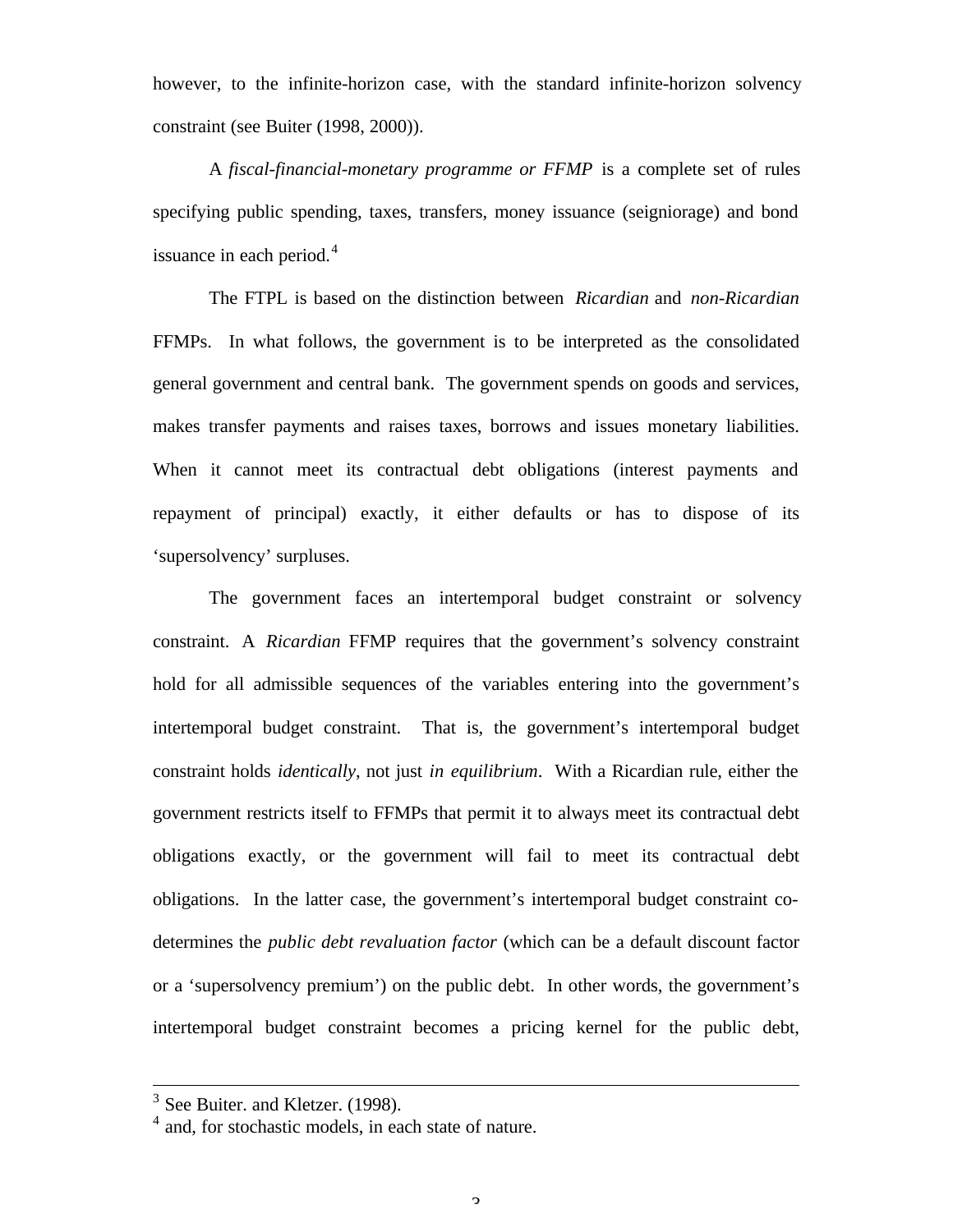however, to the infinite-horizon case, with the standard infinite-horizon solvency constraint (see Buiter (1998, 2000)).

A *fiscal-financial-monetary programme or FFMP* is a complete set of rules specifying public spending, taxes, transfers, money issuance (seigniorage) and bond issuance in each period.[4]

The FTPL is based on the distinction between *Ricardian* and *non-Ricardian* FFMPs. In what follows, the government is to be interpreted as the consolidated general government and central bank. The government spends on goods and services, makes transfer payments and raises taxes, borrows and issues monetary liabilities. When it cannot meet its contractual debt obligations (interest payments and repayment of principal) exactly, it either defaults or has to dispose of its 'supersolvency' surpluses.

The government faces an intertemporal budget constraint or solvency constraint. A *Ricardian* FFMP requires that the government's solvency constraint hold for all admissible sequences of the variables entering into the government's intertemporal budget constraint. That is, the government's intertemporal budget constraint holds *identically*, not just *in equilibrium*. With a Ricardian rule, either the government restricts itself to FFMPs that permit it to always meet its contractual debt obligations exactly, or the government will fail to meet its contractual debt obligations. In the latter case, the government's intertemporal budget constraint co-determines the *public debt revaluation factor* (which can be a default discount factor or a 'supersolvency premium') on the public debt. In other words, the government's intertemporal budget constraint becomes a pricing kernel for the public debt,

---

[3] See Buiter. and Kletzer. (1998).

[4] and, for stochastic models, in each state of nature.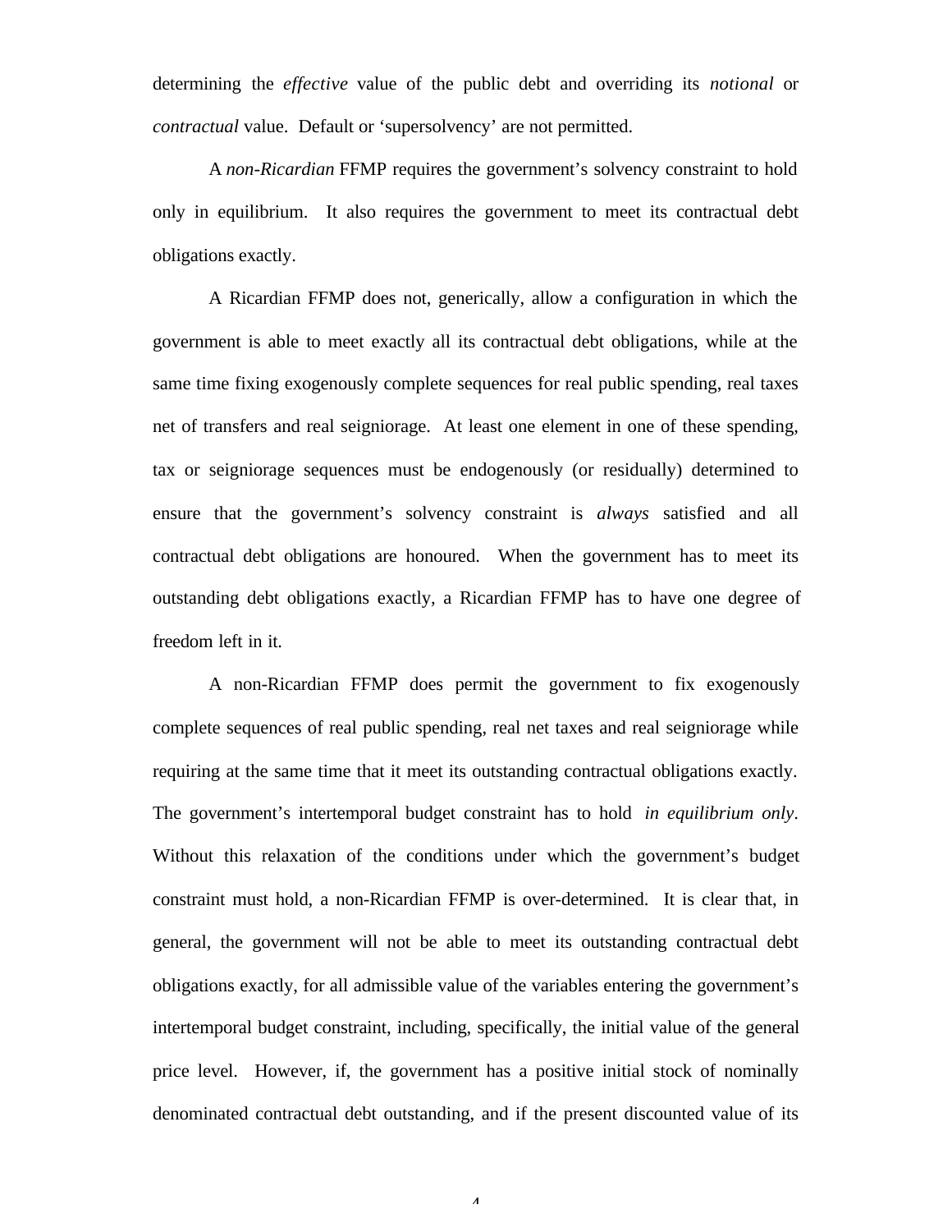determining the *effective* value of the public debt and overriding its *notional* or *contractual* value. Default or 'supersolvency' are not permitted.

A *non-Ricardian* FFMP requires the government's solvency constraint to hold only in equilibrium. It also requires the government to meet its contractual debt obligations exactly.

A Ricardian FFMP does not, generically, allow a configuration in which the government is able to meet exactly all its contractual debt obligations, while at the same time fixing exogenously complete sequences for real public spending, real taxes net of transfers and real seigniorage. At least one element in one of these spending, tax or seigniorage sequences must be endogenously (or residually) determined to ensure that the government's solvency constraint is *always* satisfied and all contractual debt obligations are honoured. When the government has to meet its outstanding debt obligations exactly, a Ricardian FFMP has to have one degree of freedom left in it.

A non-Ricardian FFMP does permit the government to fix exogenously complete sequences of real public spending, real net taxes and real seigniorage while requiring at the same time that it meet its outstanding contractual obligations exactly. The government's intertemporal budget constraint has to hold *in equilibrium only*. Without this relaxation of the conditions under which the government's budget constraint must hold, a non-Ricardian FFMP is over-determined. It is clear that, in general, the government will not be able to meet its outstanding contractual debt obligations exactly, for all admissible value of the variables entering the government's intertemporal budget constraint, including, specifically, the initial value of the general price level. However, if, the government has a positive initial stock of nominally denominated contractual debt outstanding, and if the present discounted value of its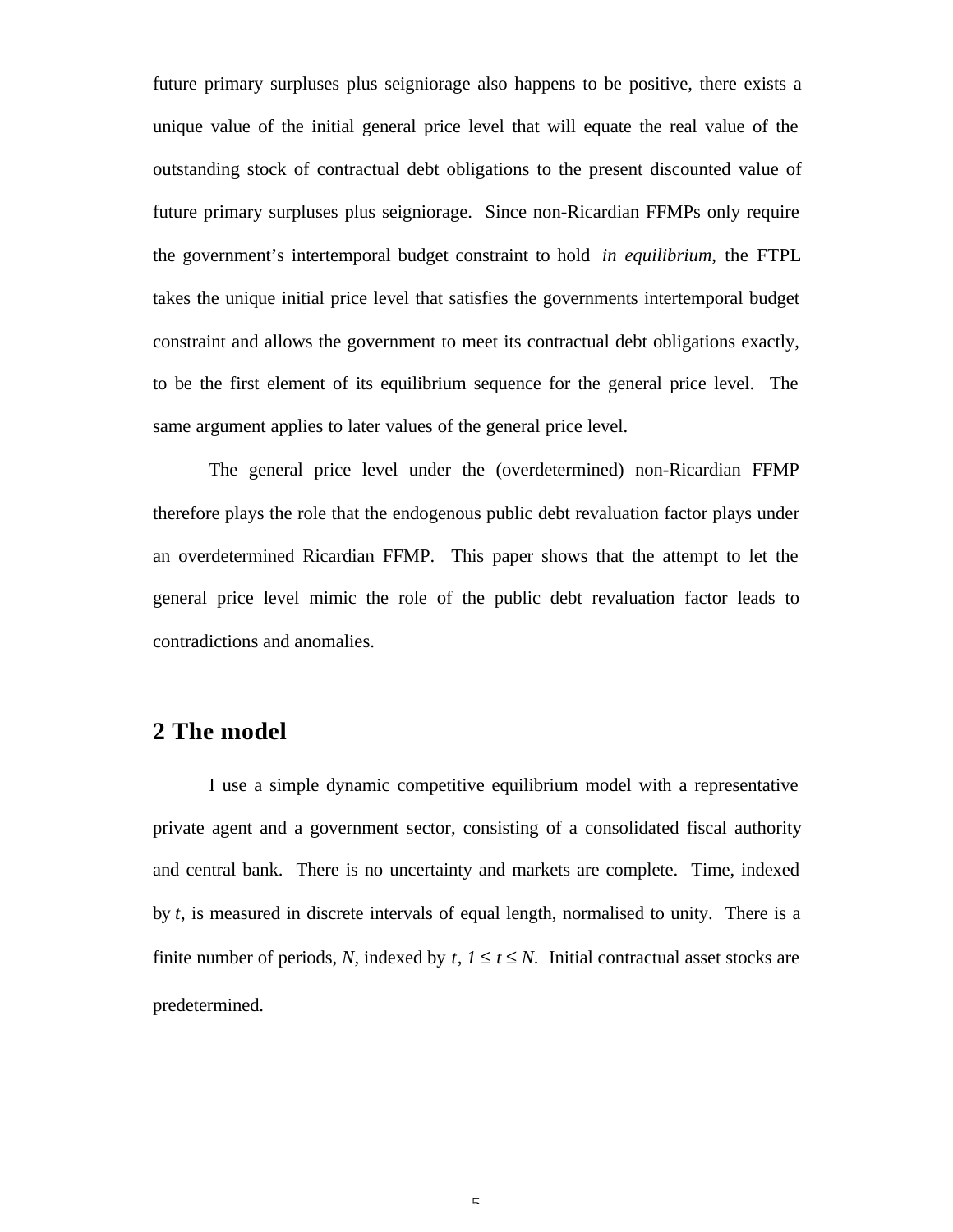future primary surpluses plus seigniorage also happens to be positive, there exists a unique value of the initial general price level that will equate the real value of the outstanding stock of contractual debt obligations to the present discounted value of future primary surpluses plus seigniorage. Since non-Ricardian FFMPs only require the government's intertemporal budget constraint to hold *in equilibrium*, the FTPL takes the unique initial price level that satisfies the governments intertemporal budget constraint and allows the government to meet its contractual debt obligations exactly, to be the first element of its equilibrium sequence for the general price level. The same argument applies to later values of the general price level.

The general price level under the (overdetermined) non-Ricardian FFMP therefore plays the role that the endogenous public debt revaluation factor plays under an overdetermined Ricardian FFMP. This paper shows that the attempt to let the general price level mimic the role of the public debt revaluation factor leads to contradictions and anomalies.

## 2 The model

I use a simple dynamic competitive equilibrium model with a representative private agent and a government sector, consisting of a consolidated fiscal authority and central bank. There is no uncertainty and markets are complete. Time, indexed by $t$, is measured in discrete intervals of equal length, normalised to unity. There is a finite number of periods, $N$, indexed by $t$, $1 \leq t \leq N$. Initial contractual asset stocks are predetermined.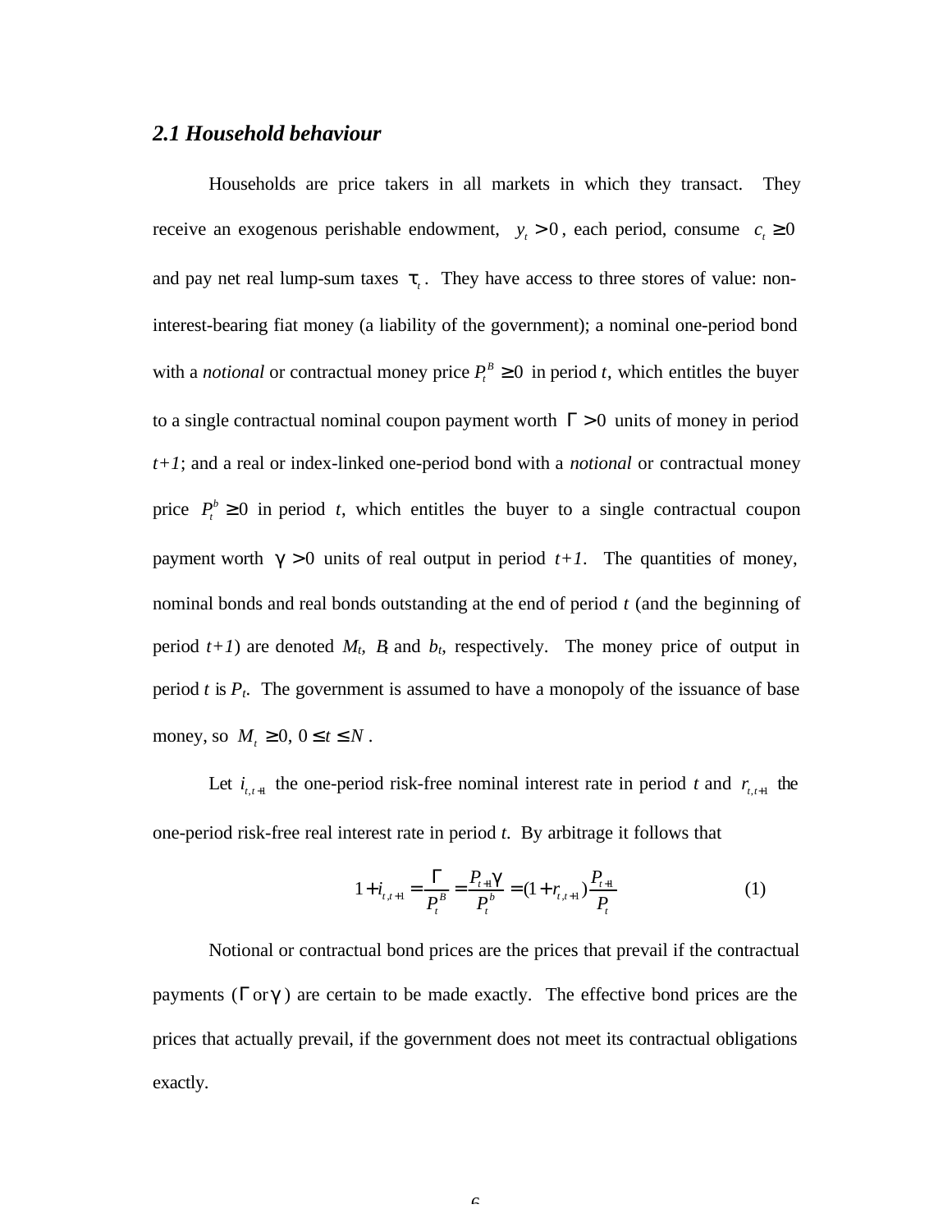### *2.1 Household behaviour*

Households are price takers in all markets in which they transact. They receive an exogenous perishable endowment, $y_t > 0$, each period, consume $c_t \geq 0$ and pay net real lump-sum taxes $\tau_t$. They have access to three stores of value: non-interest-bearing fiat money (a liability of the government); a nominal one-period bond with a *notional* or contractual money price $P_t^B \geq 0$ in period *t*, which entitles the buyer to a single contractual nominal coupon payment worth $\Gamma > 0$ units of money in period *t+1*; and a real or index-linked one-period bond with a *notional* or contractual money price $P_t^b \geq 0$ in period *t*, which entitles the buyer to a single contractual coupon payment worth $\gamma > 0$ units of real output in period *t+1*. The quantities of money, nominal bonds and real bonds outstanding at the end of period *t* (and the beginning of period *t+1*) are denoted $M_t$, $B_t$ and $b_t$, respectively. The money price of output in period *t* is $P_t$. The government is assumed to have a monopoly of the issuance of base money, so $M_t \geq 0,\ 0 \leq t \leq N$.

Let $i_{t,t+1}$ the one-period risk-free nominal interest rate in period *t* and $r_{t,t+1}$ the one-period risk-free real interest rate in period *t*. By arbitrage it follows that

$$1 + i_{t,t+1} = \frac{\Gamma}{P_t^B} = \frac{P_{t+1}\gamma}{P_t^b} = (1 + r_{t,t+1})\frac{P_{t+1}}{P_t} \tag{1}$$

Notional or contractual bond prices are the prices that prevail if the contractual payments ($\Gamma$ or $\gamma$) are certain to be made exactly. The effective bond prices are the prices that actually prevail, if the government does not meet its contractual obligations exactly.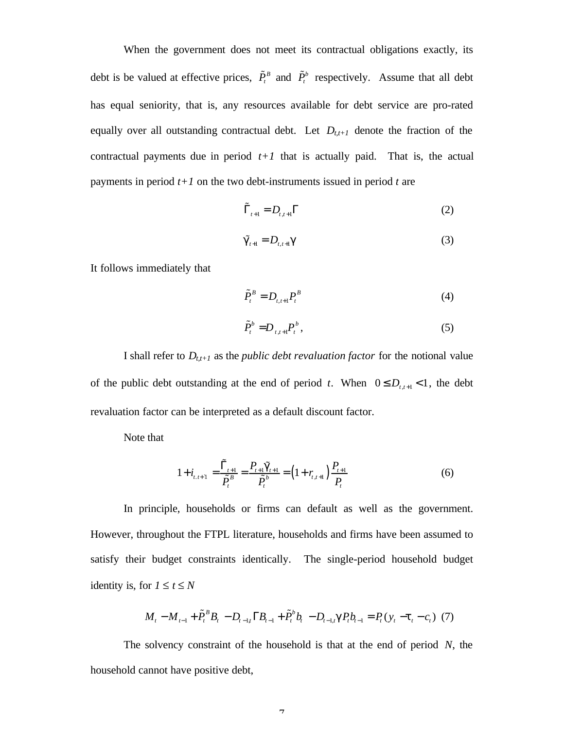When the government does not meet its contractual obligations exactly, its debt is be valued at effective prices, $\tilde{P}_t^B$ and $\tilde{P}_t^b$ respectively. Assume that all debt has equal seniority, that is, any resources available for debt service are pro-rated equally over all outstanding contractual debt. Let $D_{t,t+1}$ denote the fraction of the contractual payments due in period $t+1$ that is actually paid. That is, the actual payments in period $t+1$ on the two debt-instruments issued in period $t$ are

$$\tilde{\Gamma}_{t+1} = D_{t,t+1}\Gamma \tag{2}$$

$$\tilde{\gamma}_{t+1} = D_{t,t+1}\gamma \tag{3}$$

It follows immediately that

$$\tilde{P}_t^B = D_{t,t+1}P_t^B \tag{4}$$

$$\tilde{P}_t^b = D_{t,t+1}P_t^b, \tag{5}$$

I shall refer to $D_{t,t+1}$ as the *public debt revaluation factor* for the notional value of the public debt outstanding at the end of period $t$. When $0 \le D_{t,t+1} < 1$, the debt revaluation factor can be interpreted as a default discount factor.

Note that

$$1 + i_{t,t+1} = \frac{\tilde{\Gamma}_{t+1}}{\tilde{P}_t^B} = \frac{P_{t+1}\tilde{\gamma}_{t+1}}{\tilde{P}_t^b} = \left(1 + r_{t,t+1}\right)\frac{P_{t+1}}{P_t} \tag{6}$$

In principle, households or firms can default as well as the government. However, throughout the FTPL literature, households and firms have been assumed to satisfy their budget constraints identically. The single-period household budget identity is, for $1 \le t \le N$

$$M_t - M_{t-1} + \tilde{P}_t^B B_t - D_{t-1,t}\Gamma B_{t-1} + \tilde{P}_t^b b_t - D_{t-1,t}\gamma P_t b_{t-1} = P_t\left(y_t - \tau_t - c_t\right) \tag{7}$$

The solvency constraint of the household is that at the end of period $N$, the household cannot have positive debt,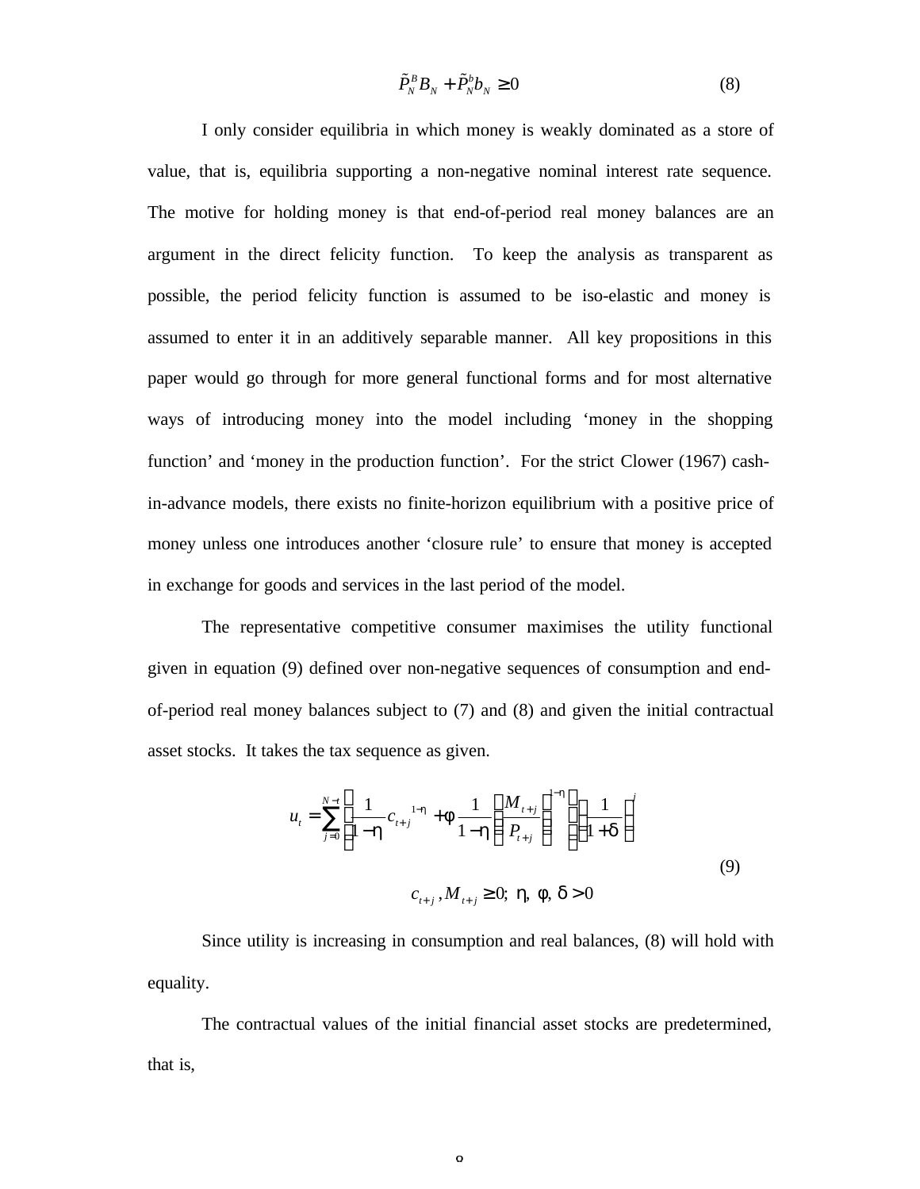$$\tilde{P}_N^B B_N + \tilde{P}_N^b b_N \geq 0 \tag{8}$$

I only consider equilibria in which money is weakly dominated as a store of value, that is, equilibria supporting a non-negative nominal interest rate sequence. The motive for holding money is that end-of-period real money balances are an argument in the direct felicity function. To keep the analysis as transparent as possible, the period felicity function is assumed to be iso-elastic and money is assumed to enter it in an additively separable manner. All key propositions in this paper would go through for more general functional forms and for most alternative ways of introducing money into the model including 'money in the shopping function' and 'money in the production function'. For the strict Clower (1967) cash-in-advance models, there exists no finite-horizon equilibrium with a positive price of money unless one introduces another 'closure rule' to ensure that money is accepted in exchange for goods and services in the last period of the model.

The representative competitive consumer maximises the utility functional given in equation (9) defined over non-negative sequences of consumption and end-of-period real money balances subject to (7) and (8) and given the initial contractual asset stocks. It takes the tax sequence as given.

$$u_t = \sum_{j=0}^{N-t} \left[ \frac{1}{1-\eta} c_{t+j}^{\;1-\eta} + \phi \frac{1}{1-\eta} \left( \frac{M_{t+j}}{P_{t+j}} \right)^{1-\eta} \right] \left( \frac{1}{1+\delta} \right)^j$$

$$c_{t+j}, M_{t+j} \geq 0; \;\; \eta, \; \phi, \; \delta > 0 \tag{9}$$

Since utility is increasing in consumption and real balances, (8) will hold with equality.

The contractual values of the initial financial asset stocks are predetermined, that is,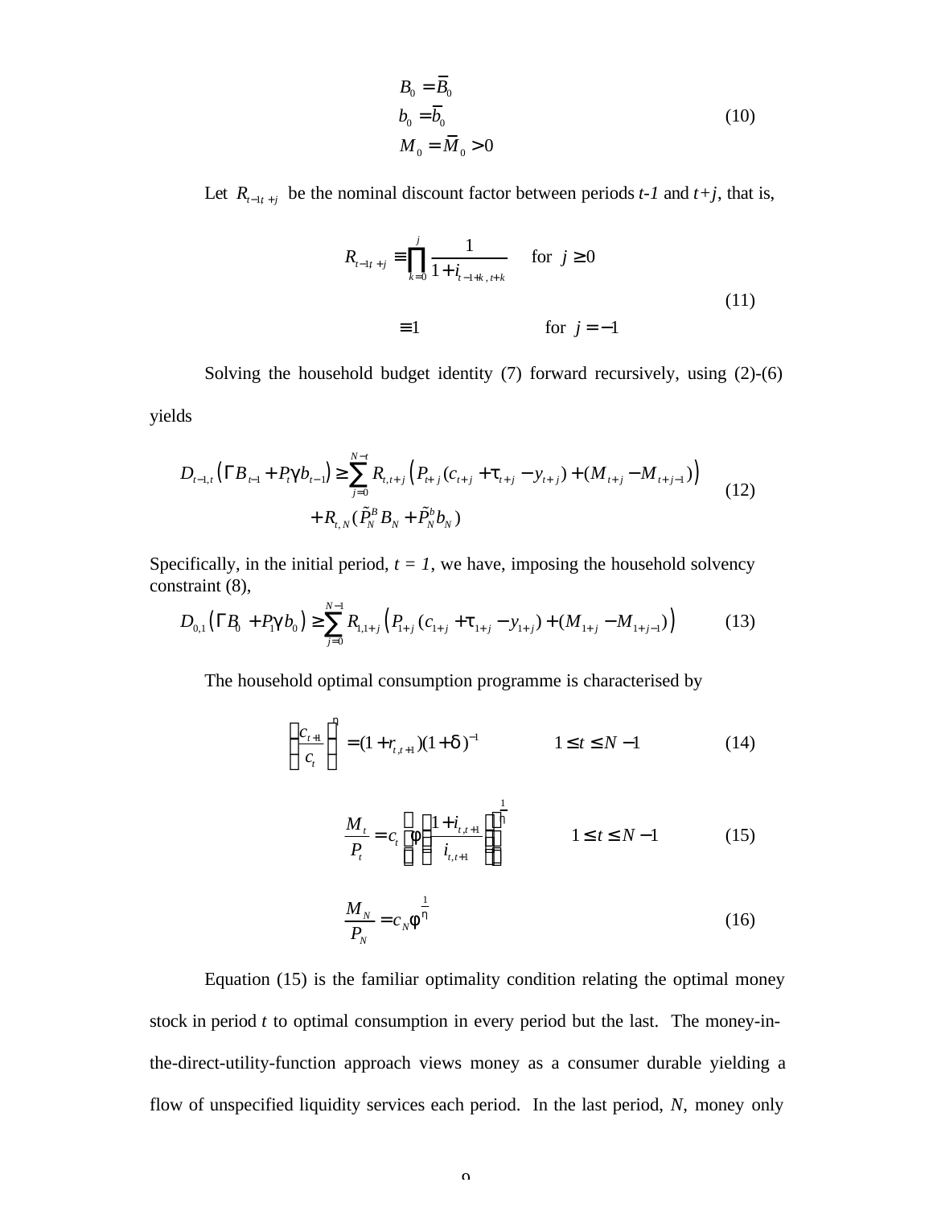$$
\begin{aligned}
B_0 &= \bar{B}_0 \\
b_0 &= \bar{b}_0 \\
M_0 &= \bar{M}_0 > 0
\end{aligned} \tag{10}
$$

Let $R_{t-1t+j}$ be the nominal discount factor between periods *t-1* and *t+j*, that is,

$$
\begin{aligned}
R_{t-1t+j} &\equiv \prod_{k=0}^{j} \frac{1}{1+i_{t-1+k,t+k}} \qquad \text{for } j \geq 0 \\
&\equiv 1 \qquad\qquad\qquad\quad \text{for } j = -1
\end{aligned} \tag{11}
$$

Solving the household budget identity (7) forward recursively, using (2)-(6) yields

$$
\begin{aligned}
D_{t-1,t}\left(\Gamma B_{t-1} + P_t \gamma b_{t-1}\right) \geq \sum_{j=0}^{N-t} R_{t,t+j}\left(P_{t+j}(c_{t+j} + \tau_{t+j} - y_{t+j}) + (M_{t+j} - M_{t+j-1})\right) \\
+ R_{t,N}(\tilde{P}_N^B B_N + \tilde{P}_N^b b_N)
\end{aligned} \tag{12}
$$

Specifically, in the initial period, *t = 1*, we have, imposing the household solvency constraint (8),

$$
D_{0,1}\left(\Gamma B_0 + P_1 \gamma b_0\right) \geq \sum_{j=0}^{N-1} R_{1,1+j}\left(P_{1+j}(c_{1+j} + \tau_{1+j} - y_{1+j}) + (M_{1+j} - M_{1+j-1})\right) \tag{13}
$$

The household optimal consumption programme is characterised by

$$
\left(\frac{c_{t+1}}{c_t}\right)^{\eta} = (1 + r_{t,t+1})(1+\delta)^{-1} \qquad 1 \leq t \leq N-1 \tag{14}
$$

$$
\frac{M_t}{P_t} = c_t \left(\phi\left(\frac{1+i_{t,t+1}}{i_{t,t+1}}\right)\right)^{\frac{1}{\eta}} \qquad 1 \leq t \leq N-1 \tag{15}
$$

$$
\frac{M_N}{P_N} = c_N \phi^{\frac{1}{\eta}} \tag{16}
$$

Equation (15) is the familiar optimality condition relating the optimal money stock in period *t* to optimal consumption in every period but the last. The money-in-the-direct-utility-function approach views money as a consumer durable yielding a flow of unspecified liquidity services each period. In the last period, *N*, money only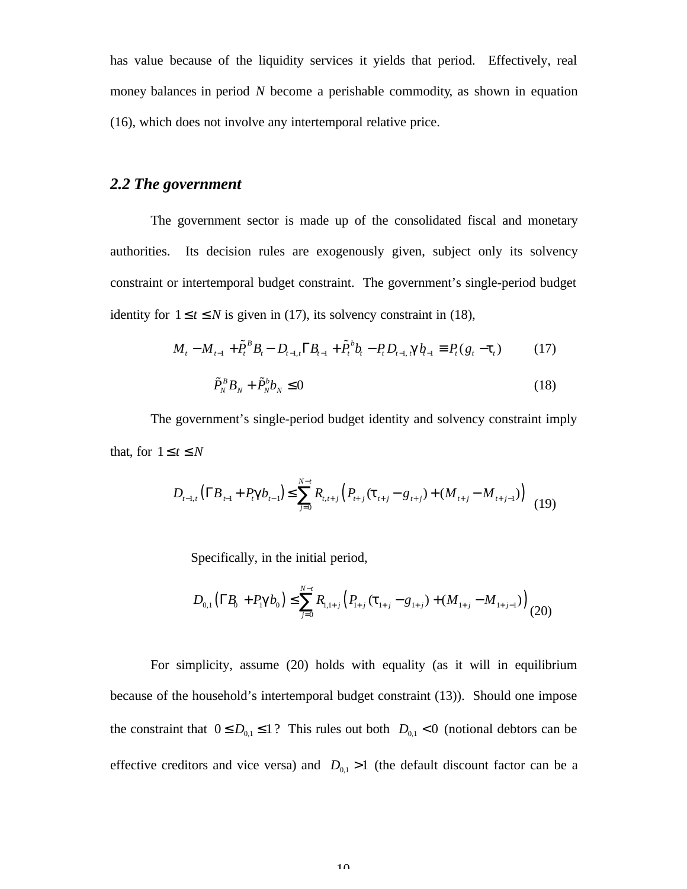has value because of the liquidity services it yields that period. Effectively, real money balances in period $N$ become a perishable commodity, as shown in equation (16), which does not involve any intertemporal relative price.

### 2.2 The government

The government sector is made up of the consolidated fiscal and monetary authorities. Its decision rules are exogenously given, subject only its solvency constraint or intertemporal budget constraint. The government's single-period budget identity for $1 \leq t \leq N$ is given in (17), its solvency constraint in (18),

$$M_t - M_{t-1} + \tilde{P}_t^B B_t - D_{t-1,t}\Gamma B_{t-1} + \tilde{P}_t^b b_t - P_t D_{t-1,t}\gamma b_{t-1} \equiv P_t(g_t - \tau_t) \qquad (17)$$

$$\tilde{P}_N^B B_N + \tilde{P}_N^b b_N \leq 0 \qquad (18)$$

The government's single-period budget identity and solvency constraint imply that, for $1 \leq t \leq N$

$$D_{t-1,t}\left(\Gamma B_{t-1} + P_t \gamma b_{t-1}\right) \leq \sum_{j=0}^{N-t} R_{t,t+j}\left(P_{t+j}(\tau_{t+j} - g_{t+j}) + (M_{t+j} - M_{t+j-1})\right) \qquad (19)$$

Specifically, in the initial period,

$$D_{0,1}\left(\Gamma B_0 + P_1 \gamma b_0\right) \leq \sum_{j=0}^{N-t} R_{1,1+j}\left(P_{1+j}(\tau_{1+j} - g_{1+j}) + (M_{1+j} - M_{1+j-1})\right) \qquad (20)$$

For simplicity, assume (20) holds with equality (as it will in equilibrium because of the household's intertemporal budget constraint (13)). Should one impose the constraint that $0 \leq D_{0,1} \leq 1$? This rules out both $D_{0,1} < 0$ (notional debtors can be effective creditors and vice versa) and $D_{0,1} > 1$ (the default discount factor can be a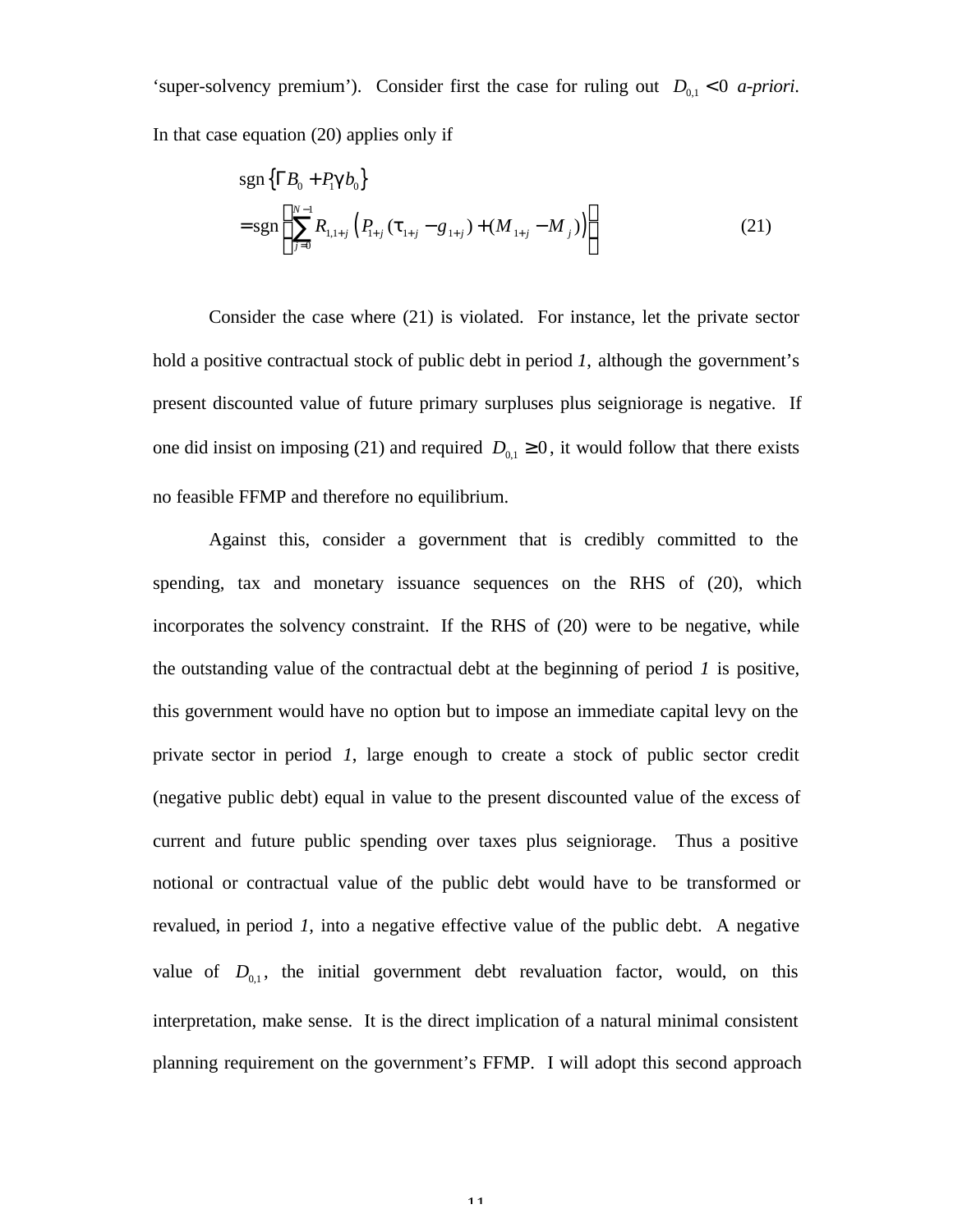‘super-solvency premium’). Consider first the case for ruling out $D_{0,1} < 0$ *a-priori*. In that case equation (20) applies only if

$$\begin{aligned} &\text{sgn}\left\{\Gamma B_0 + P_1 \gamma b_0\right\} \\ &= \text{sgn}\left\{\sum_{j=0}^{N-1} R_{1,1+j}\left(P_{1+j}(\tau_{1+j} - g_{1+j}) + (M_{1+j} - M_j)\right)\right\} \end{aligned} \tag{21}$$

Consider the case where (21) is violated. For instance, let the private sector hold a positive contractual stock of public debt in period *1*, although the government’s present discounted value of future primary surpluses plus seigniorage is negative. If one did insist on imposing (21) and required $D_{0,1} \geq 0$, it would follow that there exists no feasible FFMP and therefore no equilibrium.

Against this, consider a government that is credibly committed to the spending, tax and monetary issuance sequences on the RHS of (20), which incorporates the solvency constraint. If the RHS of (20) were to be negative, while the outstanding value of the contractual debt at the beginning of period *1* is positive, this government would have no option but to impose an immediate capital levy on the private sector in period *1*, large enough to create a stock of public sector credit (negative public debt) equal in value to the present discounted value of the excess of current and future public spending over taxes plus seigniorage. Thus a positive notional or contractual value of the public debt would have to be transformed or revalued, in period *1*, into a negative effective value of the public debt. A negative value of $D_{0,1}$, the initial government debt revaluation factor, would, on this interpretation, make sense. It is the direct implication of a natural minimal consistent planning requirement on the government’s FFMP. I will adopt this second approach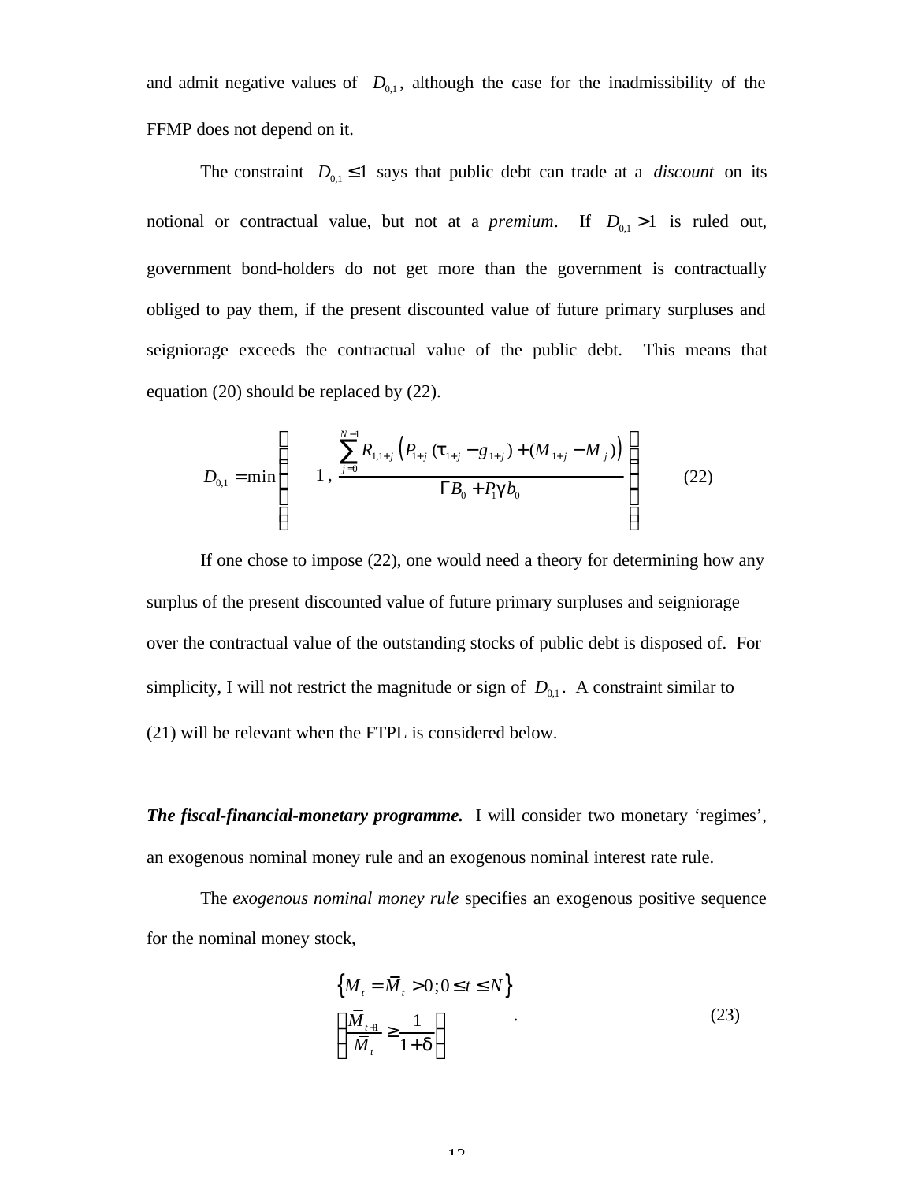and admit negative values of $D_{0,1}$, although the case for the inadmissibility of the FFMP does not depend on it.

The constraint $D_{0,1} \leq 1$ says that public debt can trade at a *discount* on its notional or contractual value, but not at a *premium*. If $D_{0,1} > 1$ is ruled out, government bond-holders do not get more than the government is contractually obliged to pay them, if the present discounted value of future primary surpluses and seigniorage exceeds the contractual value of the public debt. This means that equation (20) should be replaced by (22).

$$D_{0,1} = \min\left\{ 1 \, , \, \frac{\sum_{j=0}^{N-1} R_{1,1+j}\left(P_{1+j}\left(\tau_{1+j} - g_{1+j}\right) + \left(M_{1+j} - M_j\right)\right)}{\Gamma B_0 + P_1 \gamma b_0} \right\} \qquad (22)$$

If one chose to impose (22), one would need a theory for determining how any surplus of the present discounted value of future primary surpluses and seigniorage over the contractual value of the outstanding stocks of public debt is disposed of. For simplicity, I will not restrict the magnitude or sign of $D_{0,1}$. A constraint similar to (21) will be relevant when the FTPL is considered below.

***The fiscal-financial-monetary programme.*** I will consider two monetary 'regimes', an exogenous nominal money rule and an exogenous nominal interest rate rule.

The *exogenous nominal money rule* specifies an exogenous positive sequence for the nominal money stock,

$$\begin{aligned} &\left\{ M_t = \bar{M}_t > 0 ; 0 \leq t \leq N \right\} \\ &\left( \frac{\bar{M}_{t+1}}{\bar{M}_t} \geq \frac{1}{1+\delta} \right) \end{aligned} \quad . \qquad (23)$$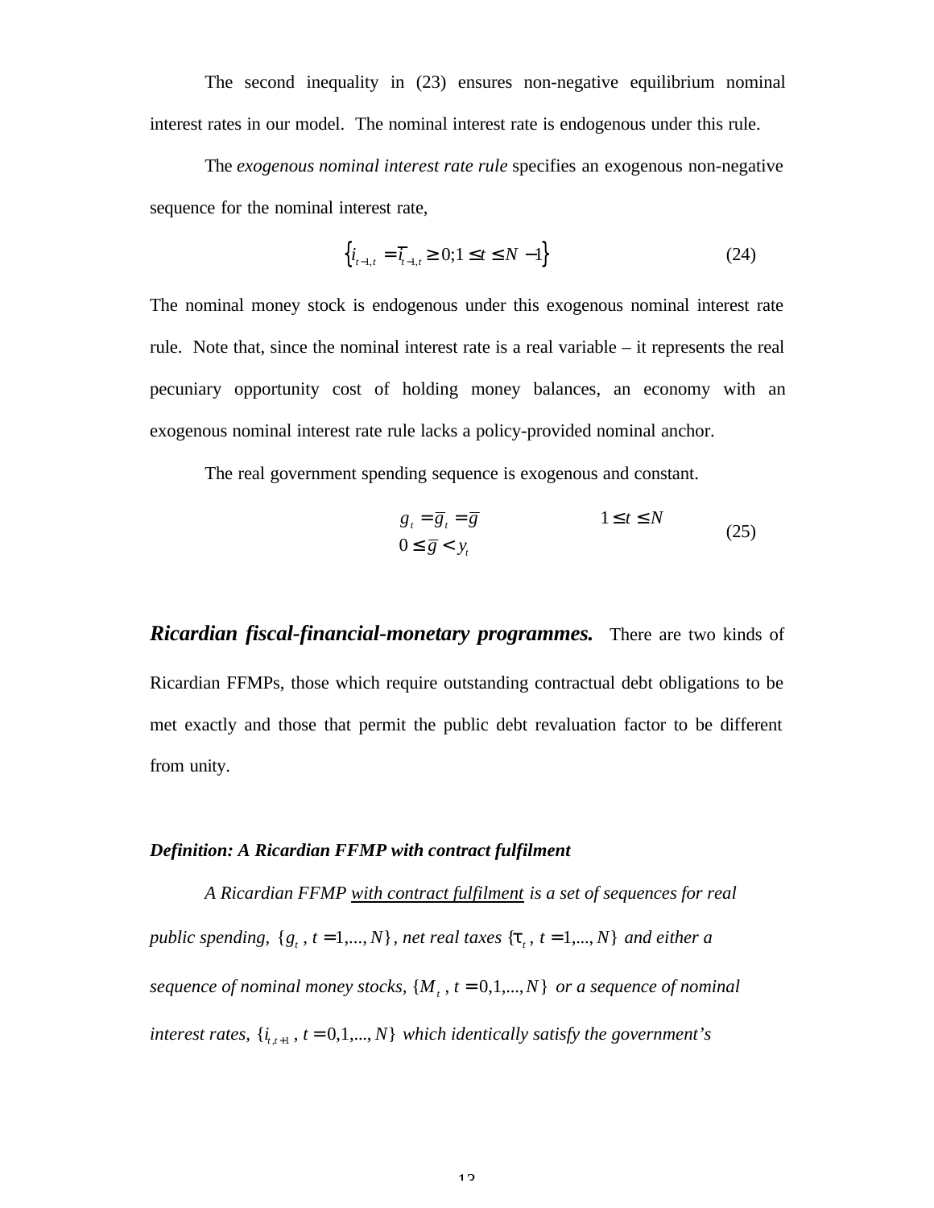The second inequality in (23) ensures non-negative equilibrium nominal interest rates in our model. The nominal interest rate is endogenous under this rule.

The *exogenous nominal interest rate rule* specifies an exogenous non-negative sequence for the nominal interest rate,

$$\left\{ i_{t-1,t} = \bar{i}_{t-1,t} \geq 0; 1 \leq t \leq N-1 \right\} \tag{24}$$

The nominal money stock is endogenous under this exogenous nominal interest rate rule. Note that, since the nominal interest rate is a real variable – it represents the real pecuniary opportunity cost of holding money balances, an economy with an exogenous nominal interest rate rule lacks a policy-provided nominal anchor.

The real government spending sequence is exogenous and constant.

$$\begin{array}{ll} g_t = \bar{g}_t = \bar{g} & 1 \leq t \leq N \\ 0 \leq \bar{g} < y_t & \end{array} \tag{25}$$

***Ricardian fiscal-financial-monetary programmes.*** There are two kinds of Ricardian FFMPs, those which require outstanding contractual debt obligations to be met exactly and those that permit the public debt revaluation factor to be different from unity.

***Definition: A Ricardian FFMP with contract fulfilment***

*A Ricardian FFMP with contract fulfilment is a set of sequences for real public spending,* $\{g_t, t = 1,..., N\}$*, net real taxes* $\{\tau_t, t = 1,..., N\}$ *and either a sequence of nominal money stocks,* $\{M_t, t = 0,1,..., N\}$ *or a sequence of nominal interest rates,* $\{i_{t,t+1}, t = 0,1,..., N\}$ *which identically satisfy the government's*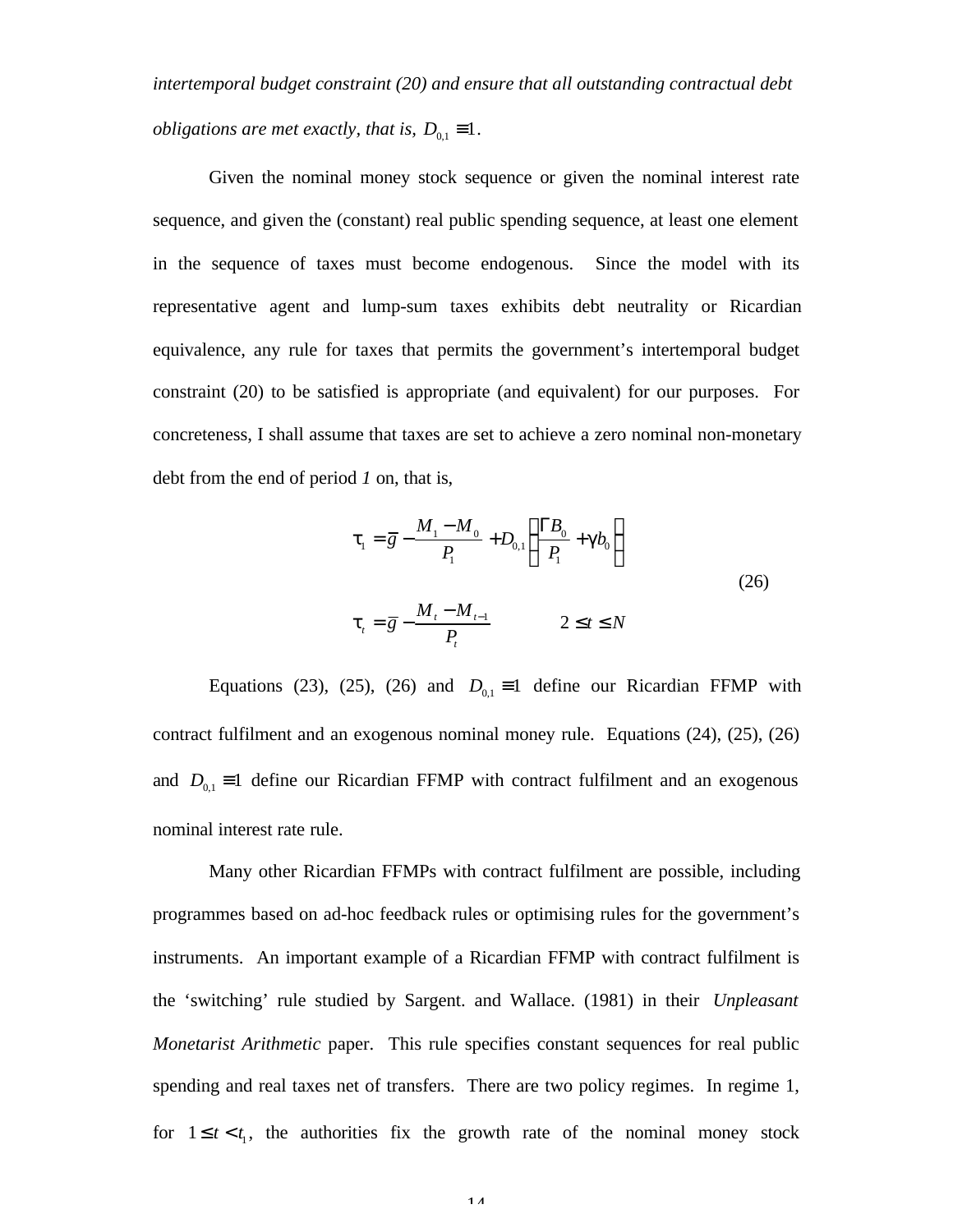*intertemporal budget constraint (20) and ensure that all outstanding contractual debt obligations are met exactly, that is,* $D_{0,1} \equiv 1$.

Given the nominal money stock sequence or given the nominal interest rate sequence, and given the (constant) real public spending sequence, at least one element in the sequence of taxes must become endogenous. Since the model with its representative agent and lump-sum taxes exhibits debt neutrality or Ricardian equivalence, any rule for taxes that permits the government's intertemporal budget constraint (20) to be satisfied is appropriate (and equivalent) for our purposes. For concreteness, I shall assume that taxes are set to achieve a zero nominal non-monetary debt from the end of period *1* on, that is,

$$
\begin{aligned}
\tau_1 &= \bar{g} - \frac{M_1 - M_0}{P_1} + D_{0,1}\left(\frac{\Gamma B_0}{P_1} + \gamma b_0\right) \\
\tau_t &= \bar{g} - \frac{M_t - M_{t-1}}{P_t} \qquad 2 \le t \le N
\end{aligned}
\tag{26}
$$

Equations (23), (25), (26) and $D_{0,1} \equiv 1$ define our Ricardian FFMP with contract fulfilment and an exogenous nominal money rule. Equations (24), (25), (26) and $D_{0,1} \equiv 1$ define our Ricardian FFMP with contract fulfilment and an exogenous nominal interest rate rule.

Many other Ricardian FFMPs with contract fulfilment are possible, including programmes based on ad-hoc feedback rules or optimising rules for the government's instruments. An important example of a Ricardian FFMP with contract fulfilment is the 'switching' rule studied by Sargent. and Wallace. (1981) in their *Unpleasant Monetarist Arithmetic* paper. This rule specifies constant sequences for real public spending and real taxes net of transfers. There are two policy regimes. In regime 1, for $1 \le t < t_1$, the authorities fix the growth rate of the nominal money stock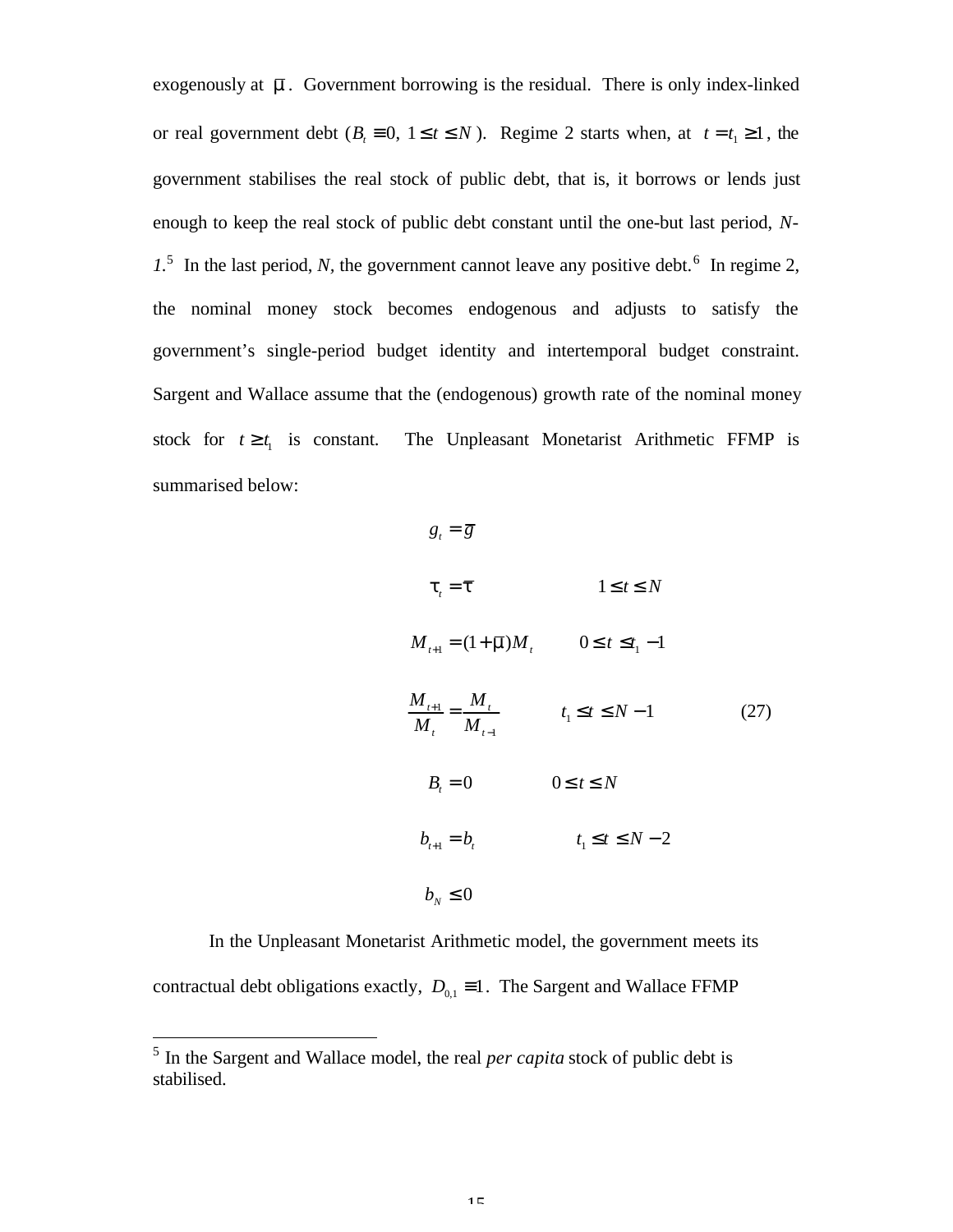exogenously at $\bar{\mu}$. Government borrowing is the residual. There is only index-linked or real government debt ($B_t \equiv 0,\ 1 \le t \le N$). Regime 2 starts when, at $t = t_1 \ge 1$, the government stabilises the real stock of public debt, that is, it borrows or lends just enough to keep the real stock of public debt constant until the one-but last period, *N-1*.[5] In the last period, *N*, the government cannot leave any positive debt.[6] In regime 2, the nominal money stock becomes endogenous and adjusts to satisfy the government's single-period budget identity and intertemporal budget constraint. Sargent and Wallace assume that the (endogenous) growth rate of the nominal money stock for $t \ge t_1$ is constant. The Unpleasant Monetarist Arithmetic FFMP is summarised below:

$$
\begin{aligned}
& g_t = \bar{g} \\
& \tau_t = \bar{\tau} \qquad\qquad 1 \le t \le N \\
& M_{t+1} = (1+\bar{\mu})M_t \qquad 0 \le t \le t_1 - 1 \\
& \frac{M_{t+1}}{M_t} = \frac{M_t}{M_{t-1}} \qquad t_1 \le t \le N-1 \qquad\qquad (27) \\
& B_t = 0 \qquad\qquad 0 \le t \le N \\
& b_{t+1} = b_t \qquad\qquad t_1 \le t \le N-2 \\
& b_N \le 0
\end{aligned}
$$

In the Unpleasant Monetarist Arithmetic model, the government meets its contractual debt obligations exactly, $D_{0,1} \equiv 1$. The Sargent and Wallace FFMP

[5] In the Sargent and Wallace model, the real *per capita* stock of public debt is stabilised.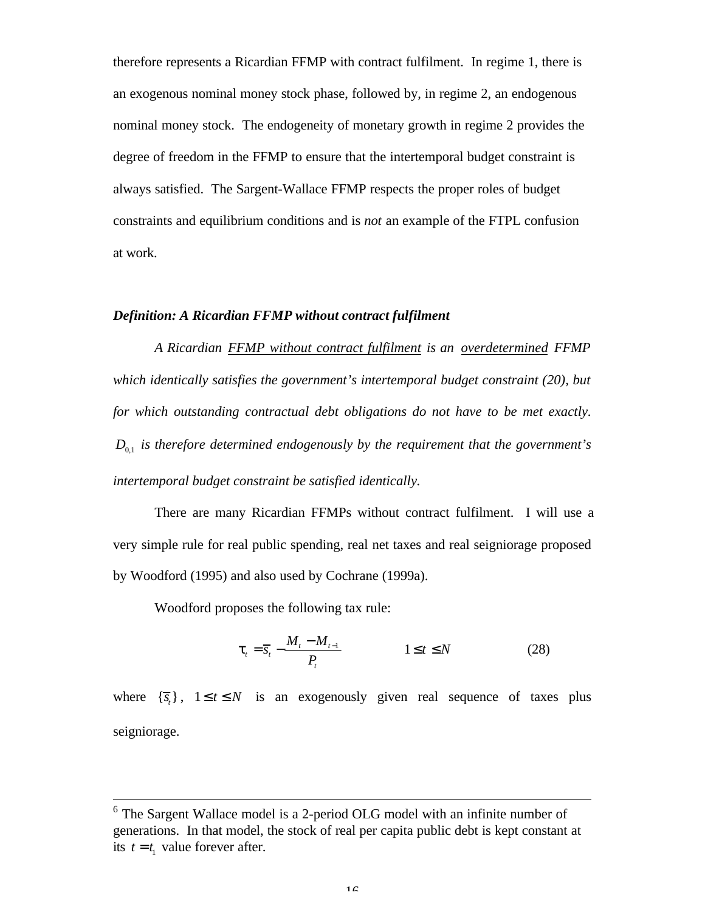therefore represents a Ricardian FFMP with contract fulfilment. In regime 1, there is an exogenous nominal money stock phase, followed by, in regime 2, an endogenous nominal money stock. The endogeneity of monetary growth in regime 2 provides the degree of freedom in the FFMP to ensure that the intertemporal budget constraint is always satisfied. The Sargent-Wallace FFMP respects the proper roles of budget constraints and equilibrium conditions and is *not* an example of the FTPL confusion at work.

***Definition: A Ricardian FFMP without contract fulfilment***

*A Ricardian FFMP without contract fulfilment is an overdetermined FFMP which identically satisfies the government's intertemporal budget constraint (20), but for which outstanding contractual debt obligations do not have to be met exactly. $D_{0,1}$ is therefore determined endogenously by the requirement that the government's intertemporal budget constraint be satisfied identically.*

There are many Ricardian FFMPs without contract fulfilment. I will use a very simple rule for real public spending, real net taxes and real seigniorage proposed by Woodford (1995) and also used by Cochrane (1999a).

Woodford proposes the following tax rule:

$$\tau_t = \overline{s}_t - \frac{M_t - M_{t-1}}{P_t} \qquad 1 \leq t \leq N \qquad (28)$$

where $\{\overline{s}_t\}$, $1 \leq t \leq N$ is an exogenously given real sequence of taxes plus seigniorage.

---

[6] The Sargent Wallace model is a 2-period OLG model with an infinite number of generations. In that model, the stock of real per capita public debt is kept constant at its $t = t_1$ value forever after.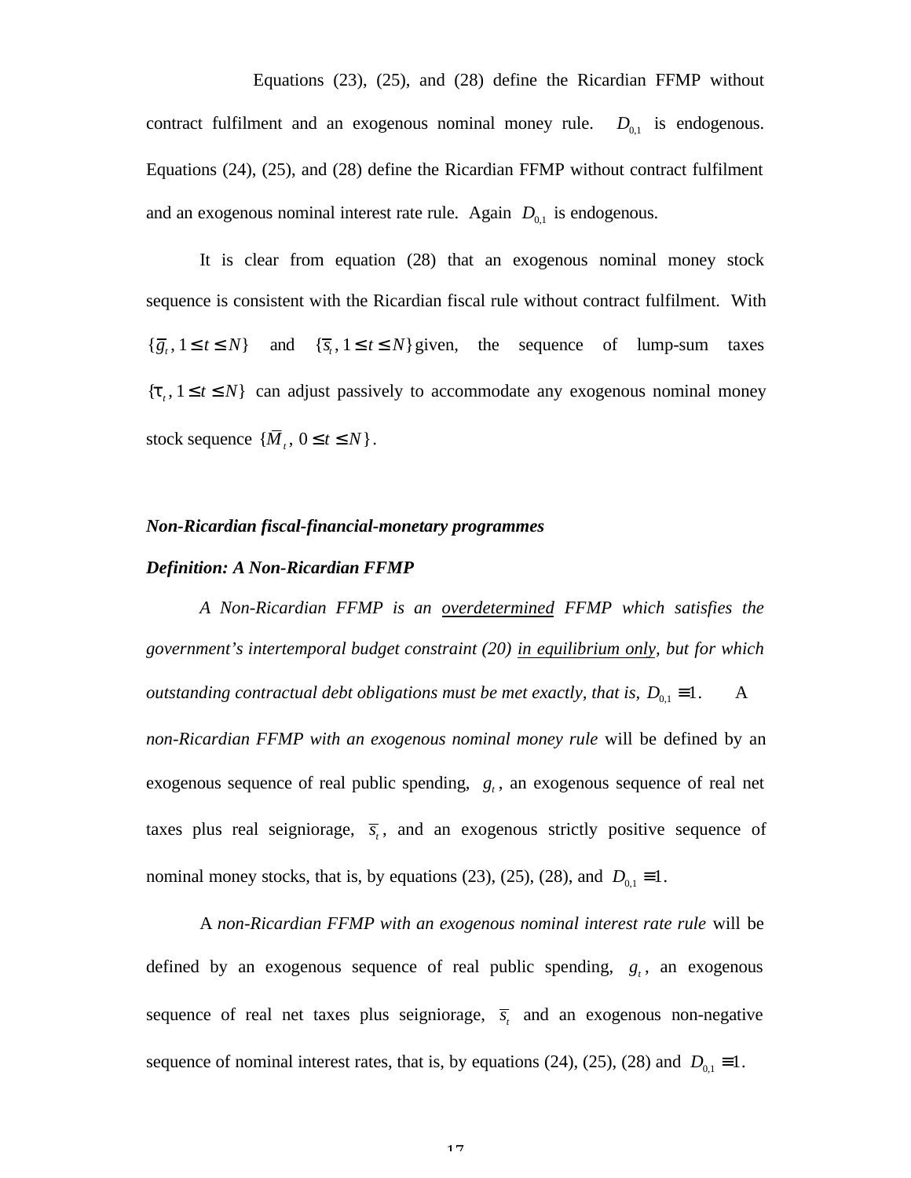Equations (23), (25), and (28) define the Ricardian FFMP without contract fulfilment and an exogenous nominal money rule. $D_{0,1}$ is endogenous. Equations (24), (25), and (28) define the Ricardian FFMP without contract fulfilment and an exogenous nominal interest rate rule. Again $D_{0,1}$ is endogenous.

It is clear from equation (28) that an exogenous nominal money stock sequence is consistent with the Ricardian fiscal rule without contract fulfilment. With $\{\overline{g}_t, 1 \leq t \leq N\}$ and $\{\overline{s}_t, 1 \leq t \leq N\}$ given, the sequence of lump-sum taxes $\{\tau_t, 1 \leq t \leq N\}$ can adjust passively to accommodate any exogenous nominal money stock sequence $\{\overline{M}_t, 0 \leq t \leq N\}$.

***Non-Ricardian fiscal-financial-monetary programmes***

***Definition: A Non-Ricardian FFMP***

*A Non-Ricardian FFMP is an* <u>*overdetermined*</u> *FFMP which satisfies the government's intertemporal budget constraint (20)* <u>*in equilibrium only*</u>*, but for which outstanding contractual debt obligations must be met exactly, that is,* $D_{0,1} \equiv 1$. A *non-Ricardian FFMP with an exogenous nominal money rule* will be defined by an exogenous sequence of real public spending, $g_t$, an exogenous sequence of real net taxes plus real seigniorage, $\overline{s}_t$, and an exogenous strictly positive sequence of nominal money stocks, that is, by equations (23), (25), (28), and $D_{0,1} \equiv 1$.

A *non-Ricardian FFMP with an exogenous nominal interest rate rule* will be defined by an exogenous sequence of real public spending, $g_t$, an exogenous sequence of real net taxes plus seigniorage, $\overline{s}_t$ and an exogenous non-negative sequence of nominal interest rates, that is, by equations (24), (25), (28) and $D_{0,1} \equiv 1$.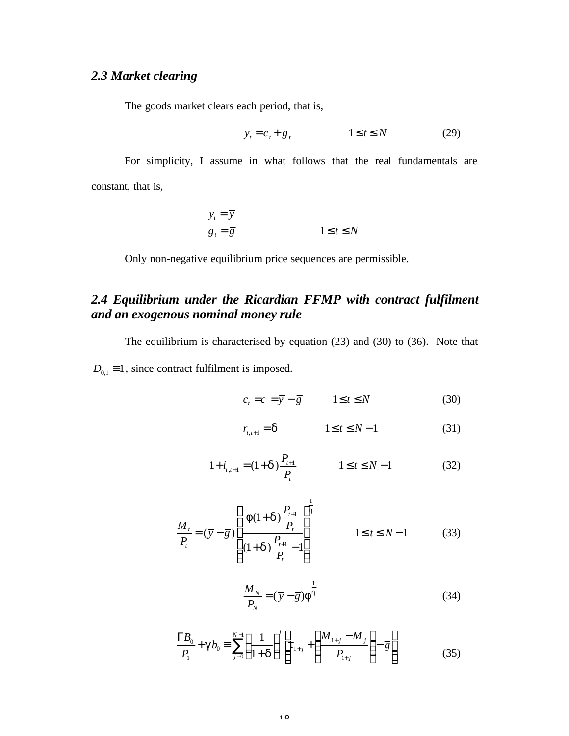### *2.3 Market clearing*

The goods market clears each period, that is,

$$y_t = c_t + g_t \qquad\qquad 1 \le t \le N \tag{29}$$

For simplicity, I assume in what follows that the real fundamentals are constant, that is,

$$\begin{aligned} y_t &= \bar{y} \\ g_t &= \bar{g} \qquad\qquad 1 \le t \le N \end{aligned}$$

Only non-negative equilibrium price sequences are permissible.

### *2.4 Equilibrium under the Ricardian FFMP with contract fulfilment and an exogenous nominal money rule*

The equilibrium is characterised by equation (23) and (30) to (36). Note that $D_{0,1} \equiv 1$, since contract fulfilment is imposed.

$$c_t = c = \bar{y} - \bar{g} \qquad 1 \le t \le N \tag{30}$$

$$r_{t,t+1} = \delta \qquad\qquad 1 \le t \le N-1 \tag{31}$$

$$1 + i_{t,t+1} = (1+\delta)\frac{P_{t+1}}{P_t} \qquad\qquad 1 \le t \le N-1 \tag{32}$$

$$\frac{M_t}{P_t} = (\bar{y} - \bar{g})\left(\frac{\phi(1+\delta)\frac{P_{t+1}}{P_t}}{(1+\delta)\frac{P_{t+1}}{P_t} - 1}\right)^{\frac{1}{\eta}} \qquad\qquad 1 \le t \le N-1 \tag{33}$$

$$\frac{M_N}{P_N} = (\bar{y} - \bar{g})\phi^{\frac{1}{\eta}} \tag{34}$$

$$\frac{\Gamma B_0}{P_1} + \gamma b_0 \equiv \sum_{j=0}^{N-1}\left(\frac{1}{1+\delta}\right)^j \left(\tau_{1+j} + \left(\frac{M_{1+j} - M_j}{P_{1+j}}\right) - \bar{g}\right) \tag{35}$$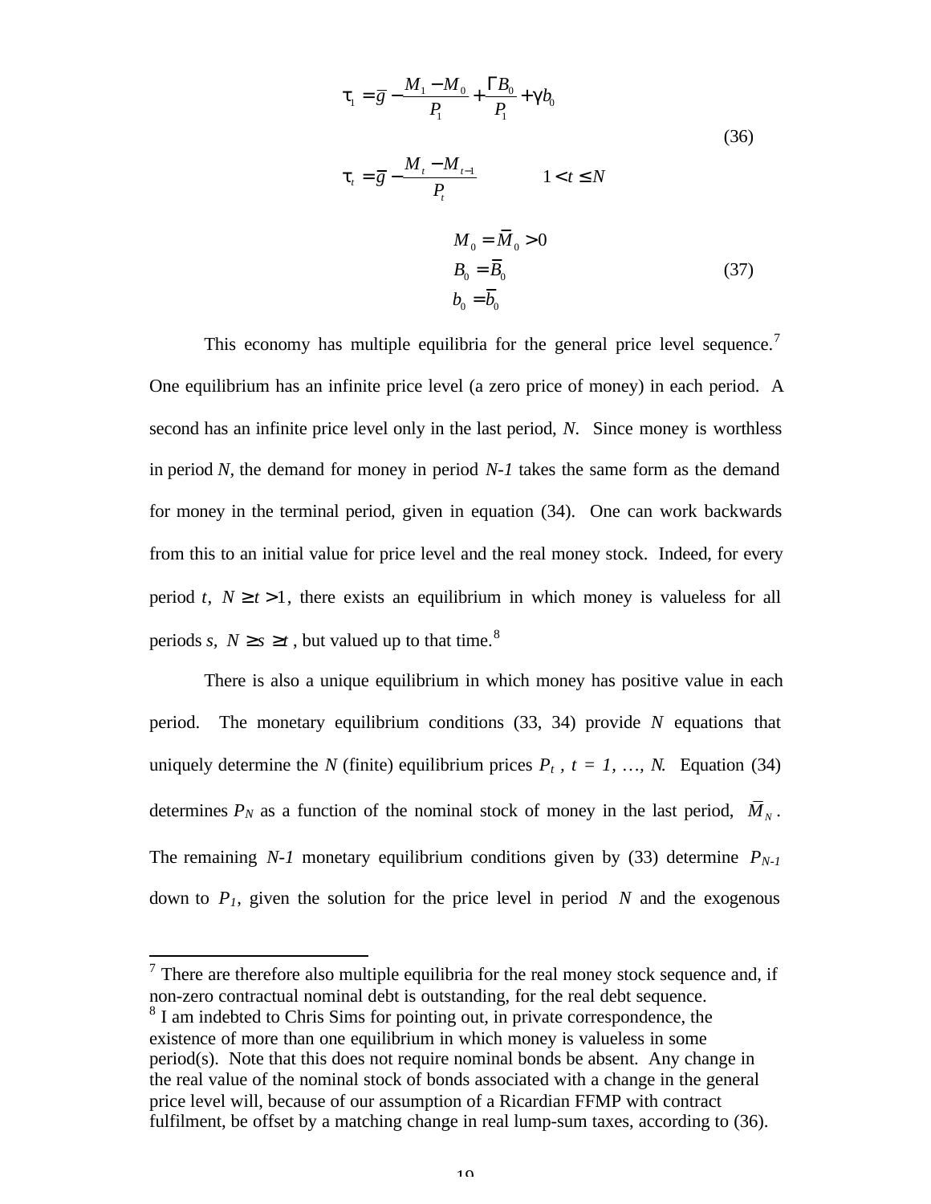$$\tau_1 = \bar{g} - \frac{M_1 - M_0}{P_1} + \frac{\Gamma B_0}{P_1} + \gamma b_0$$

$$\tau_t = \bar{g} - \frac{M_t - M_{t-1}}{P_t} \qquad 1 < t \leq N \tag{36}$$

$$\begin{aligned} M_0 &= \bar{M}_0 > 0 \\ B_0 &= \bar{B}_0 \\ b_0 &= \bar{b}_0 \end{aligned} \tag{37}$$

This economy has multiple equilibria for the general price level sequence.[7] One equilibrium has an infinite price level (a zero price of money) in each period. A second has an infinite price level only in the last period, *N*. Since money is worthless in period *N*, the demand for money in period *N-1* takes the same form as the demand for money in the terminal period, given in equation (34). One can work backwards from this to an initial value for price level and the real money stock. Indeed, for every period *t*, $N \geq t > 1$, there exists an equilibrium in which money is valueless for all periods *s*, $N \geq s \geq t$, but valued up to that time.[8]

There is also a unique equilibrium in which money has positive value in each period. The monetary equilibrium conditions (33, 34) provide *N* equations that uniquely determine the *N* (finite) equilibrium prices $P_t$ , $t = 1, \ldots, N$. Equation (34) determines $P_N$ as a function of the nominal stock of money in the last period, $\bar{M}_N$. The remaining *N-1* monetary equilibrium conditions given by (33) determine $P_{N-1}$ down to $P_1$, given the solution for the price level in period *N* and the exogenous

---

[7] There are therefore also multiple equilibria for the real money stock sequence and, if non-zero contractual nominal debt is outstanding, for the real debt sequence.

[8] I am indebted to Chris Sims for pointing out, in private correspondence, the existence of more than one equilibrium in which money is valueless in some period(s). Note that this does not require nominal bonds be absent. Any change in the real value of the nominal stock of bonds associated with a change in the general price level will, because of our assumption of a Ricardian FFMP with contract fulfilment, be offset by a matching change in real lump-sum taxes, according to (36).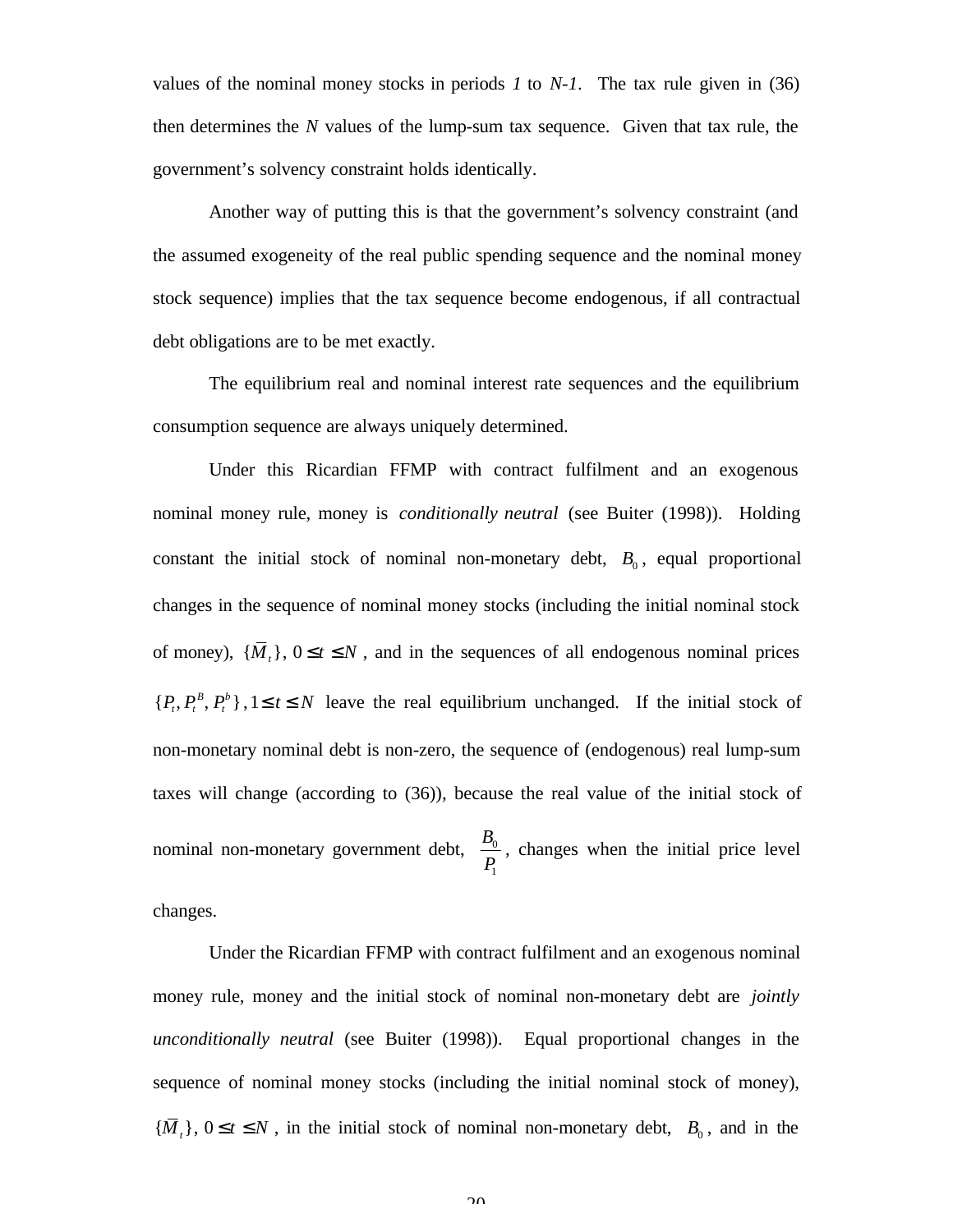values of the nominal money stocks in periods *1* to *N-1*. The tax rule given in (36) then determines the *N* values of the lump-sum tax sequence. Given that tax rule, the government's solvency constraint holds identically.

Another way of putting this is that the government's solvency constraint (and the assumed exogeneity of the real public spending sequence and the nominal money stock sequence) implies that the tax sequence become endogenous, if all contractual debt obligations are to be met exactly.

The equilibrium real and nominal interest rate sequences and the equilibrium consumption sequence are always uniquely determined.

Under this Ricardian FFMP with contract fulfilment and an exogenous nominal money rule, money is *conditionally neutral* (see Buiter (1998)). Holding constant the initial stock of nominal non-monetary debt, $B_0$, equal proportional changes in the sequence of nominal money stocks (including the initial nominal stock of money), $\{\bar{M}_t\},\ 0 \le t \le N$, and in the sequences of all endogenous nominal prices $\{P_t, P_t^B, P_t^b\},\ 1 \le t \le N$ leave the real equilibrium unchanged. If the initial stock of non-monetary nominal debt is non-zero, the sequence of (endogenous) real lump-sum taxes will change (according to (36)), because the real value of the initial stock of nominal non-monetary government debt, $\frac{B_0}{P_1}$, changes when the initial price level changes.

Under the Ricardian FFMP with contract fulfilment and an exogenous nominal money rule, money and the initial stock of nominal non-monetary debt are *jointly unconditionally neutral* (see Buiter (1998)). Equal proportional changes in the sequence of nominal money stocks (including the initial nominal stock of money), $\{\bar{M}_t\},\ 0 \le t \le N$, in the initial stock of nominal non-monetary debt, $B_0$, and in the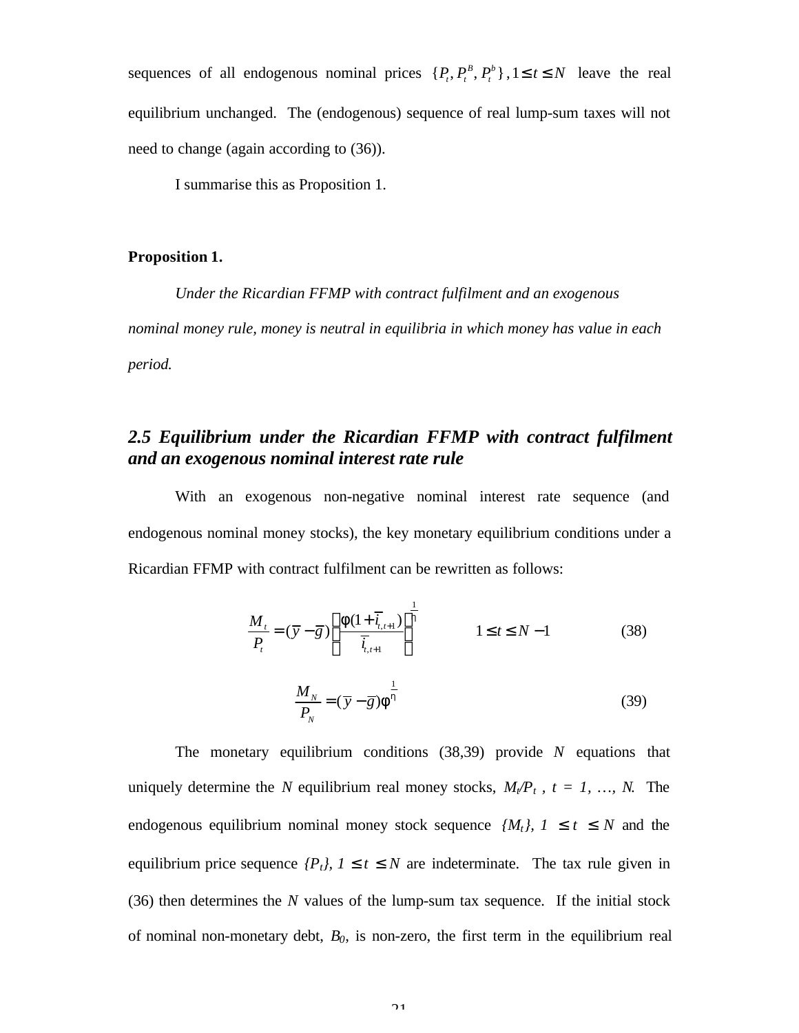sequences of all endogenous nominal prices $\{P_t, P_t^B, P_t^b\}, 1 \leq t \leq N$ leave the real equilibrium unchanged. The (endogenous) sequence of real lump-sum taxes will not need to change (again according to (36)).

I summarise this as Proposition 1.

**Proposition 1.**

*Under the Ricardian FFMP with contract fulfilment and an exogenous nominal money rule, money is neutral in equilibria in which money has value in each period.*

### *2.5 Equilibrium under the Ricardian FFMP with contract fulfilment and an exogenous nominal interest rate rule*

With an exogenous non-negative nominal interest rate sequence (and endogenous nominal money stocks), the key monetary equilibrium conditions under a Ricardian FFMP with contract fulfilment can be rewritten as follows:

$$\frac{M_t}{P_t} = (\bar{y} - \bar{g})\left[\frac{\phi(1+\bar{i}_{t,t+1})}{\bar{i}_{t,t+1}}\right]^{\frac{1}{\eta}} \qquad 1 \leq t \leq N-1 \qquad (38)$$

$$\frac{M_N}{P_N} = (\bar{y} - \bar{g})\phi^{\frac{1}{\eta}} \qquad (39)$$

The monetary equilibrium conditions (38,39) provide $N$ equations that uniquely determine the $N$ equilibrium real money stocks, $M_t/P_t$ , $t = 1, \ldots, N$. The endogenous equilibrium nominal money stock sequence $\{M_t\}$, $1 \leq t \leq N$ and the equilibrium price sequence $\{P_t\}$, $1 \leq t \leq N$ are indeterminate. The tax rule given in (36) then determines the $N$ values of the lump-sum tax sequence. If the initial stock of nominal non-monetary debt, $B_0$, is non-zero, the first term in the equilibrium real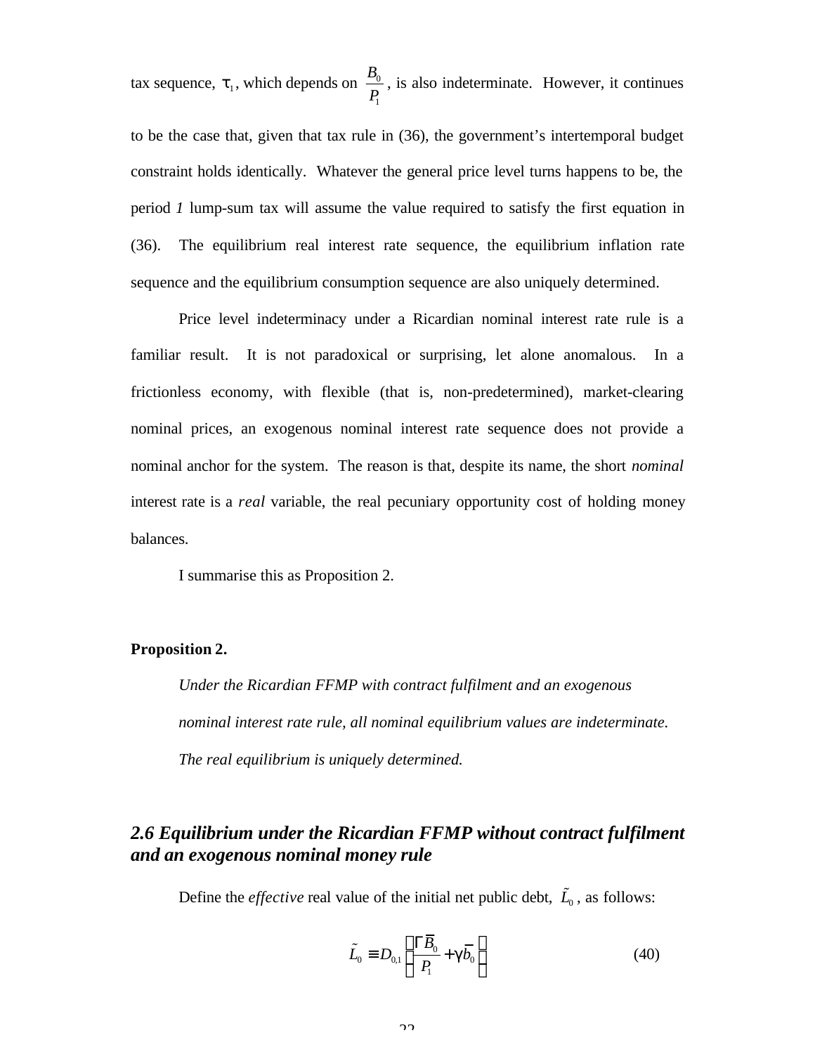tax sequence, $\tau_1$, which depends on $\frac{B_0}{P_1}$, is also indeterminate. However, it continues to be the case that, given that tax rule in (36), the government's intertemporal budget constraint holds identically. Whatever the general price level turns happens to be, the period *1* lump-sum tax will assume the value required to satisfy the first equation in (36). The equilibrium real interest rate sequence, the equilibrium inflation rate sequence and the equilibrium consumption sequence are also uniquely determined.

Price level indeterminacy under a Ricardian nominal interest rate rule is a familiar result. It is not paradoxical or surprising, let alone anomalous. In a frictionless economy, with flexible (that is, non-predetermined), market-clearing nominal prices, an exogenous nominal interest rate sequence does not provide a nominal anchor for the system. The reason is that, despite its name, the short *nominal* interest rate is a *real* variable, the real pecuniary opportunity cost of holding money balances.

I summarise this as Proposition 2.

**Proposition 2.**

*Under the Ricardian FFMP with contract fulfilment and an exogenous nominal interest rate rule, all nominal equilibrium values are indeterminate. The real equilibrium is uniquely determined.*

### *2.6 Equilibrium under the Ricardian FFMP without contract fulfilment and an exogenous nominal money rule*

Define the *effective* real value of the initial net public debt, $\tilde{L}_0$, as follows:

$$\tilde{L}_0 \equiv D_{0,1}\left(\frac{\Gamma \bar{B}_0}{P_1} + \gamma \bar{b}_0\right) \tag{40}$$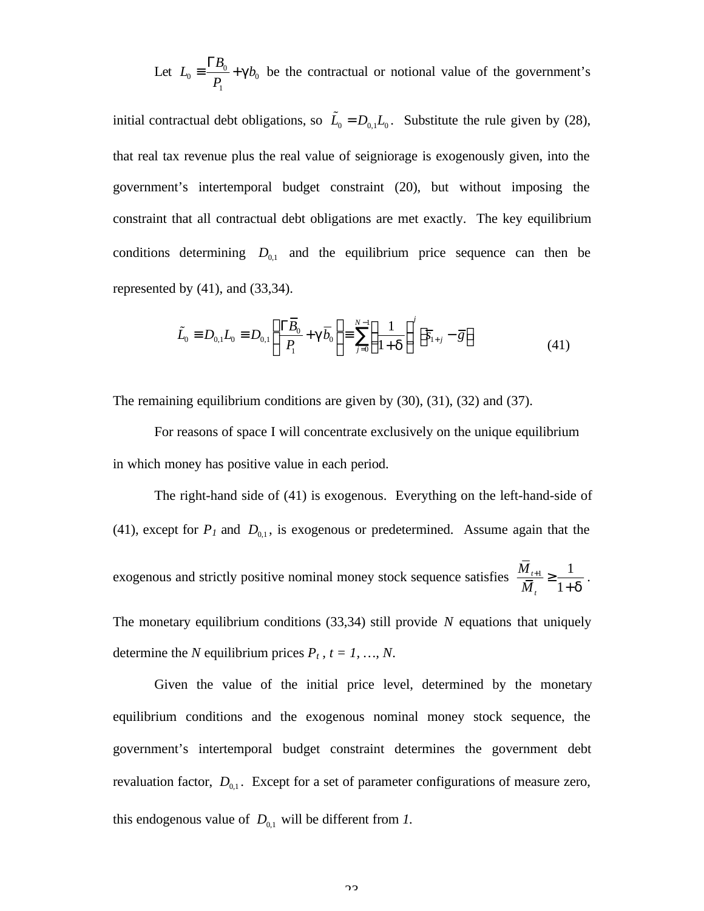Let $L_0 \equiv \frac{\Gamma B_0}{P_1} + \gamma b_0$ be the contractual or notional value of the government's initial contractual debt obligations, so $\tilde{L}_0 = D_{0,1} L_0$. Substitute the rule given by (28), that real tax revenue plus the real value of seigniorage is exogenously given, into the government's intertemporal budget constraint (20), but without imposing the constraint that all contractual debt obligations are met exactly. The key equilibrium conditions determining $D_{0,1}$ and the equilibrium price sequence can then be represented by (41), and (33,34).

$$\tilde{L}_0 \equiv D_{0,1} L_0 \equiv D_{0,1} \left( \frac{\Gamma \bar{B}_0}{P_1} + \gamma \bar{b}_0 \right) \equiv \sum_{j=0}^{N-1} \left( \frac{1}{1+\delta} \right)^j \left( \bar{s}_{1+j} - \bar{g} \right) \tag{41}$$

The remaining equilibrium conditions are given by (30), (31), (32) and (37).

For reasons of space I will concentrate exclusively on the unique equilibrium in which money has positive value in each period.

The right-hand side of (41) is exogenous. Everything on the left-hand-side of (41), except for $P_1$ and $D_{0,1}$, is exogenous or predetermined. Assume again that the exogenous and strictly positive nominal money stock sequence satisfies $\frac{\bar{M}_{t+1}}{\bar{M}_t} \geq \frac{1}{1+\delta}$. The monetary equilibrium conditions (33,34) still provide $N$ equations that uniquely determine the $N$ equilibrium prices $P_t$, $t = 1, \ldots, N$.

Given the value of the initial price level, determined by the monetary equilibrium conditions and the exogenous nominal money stock sequence, the government's intertemporal budget constraint determines the government debt revaluation factor, $D_{0,1}$. Except for a set of parameter configurations of measure zero, this endogenous value of $D_{0,1}$ will be different from $1$.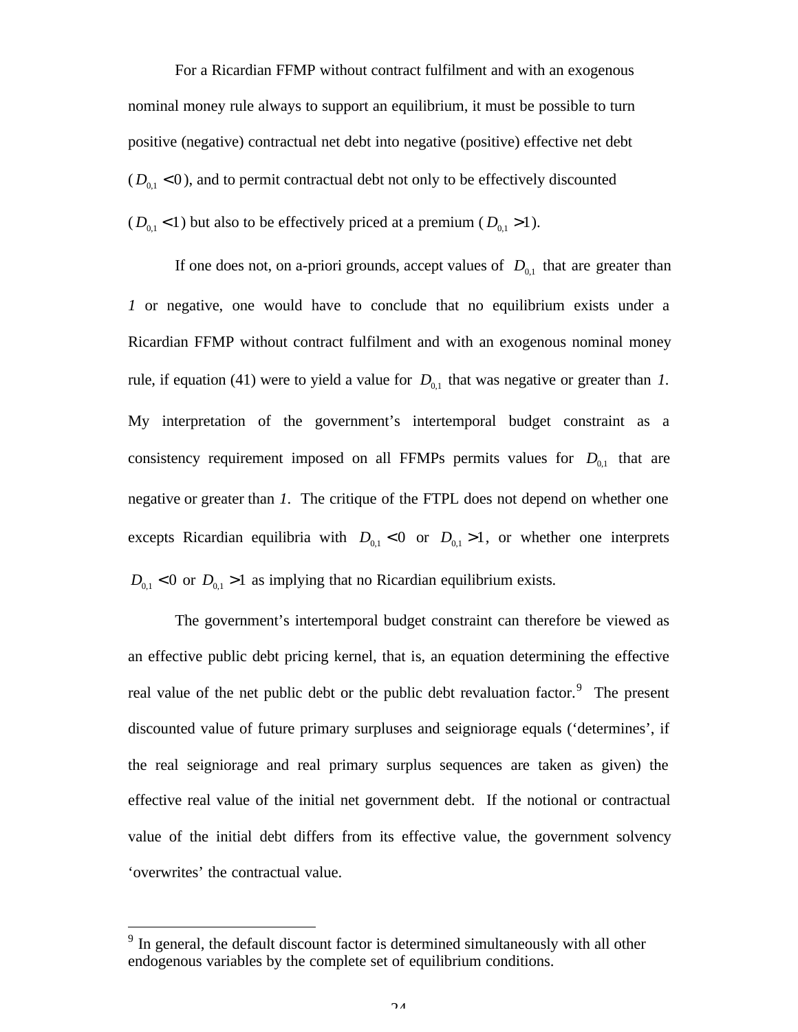For a Ricardian FFMP without contract fulfilment and with an exogenous nominal money rule always to support an equilibrium, it must be possible to turn positive (negative) contractual net debt into negative (positive) effective net debt ($D_{0,1} < 0$), and to permit contractual debt not only to be effectively discounted ($D_{0,1} < 1$) but also to be effectively priced at a premium ($D_{0,1} > 1$).

If one does not, on a-priori grounds, accept values of $D_{0,1}$ that are greater than *1* or negative, one would have to conclude that no equilibrium exists under a Ricardian FFMP without contract fulfilment and with an exogenous nominal money rule, if equation (41) were to yield a value for $D_{0,1}$ that was negative or greater than *1*. My interpretation of the government's intertemporal budget constraint as a consistency requirement imposed on all FFMPs permits values for $D_{0,1}$ that are negative or greater than *1*. The critique of the FTPL does not depend on whether one excepts Ricardian equilibria with $D_{0,1} < 0$ or $D_{0,1} > 1$, or whether one interprets $D_{0,1} < 0$ or $D_{0,1} > 1$ as implying that no Ricardian equilibrium exists.

The government's intertemporal budget constraint can therefore be viewed as an effective public debt pricing kernel, that is, an equation determining the effective real value of the net public debt or the public debt revaluation factor.[9] The present discounted value of future primary surpluses and seigniorage equals ('determines', if the real seigniorage and real primary surplus sequences are taken as given) the effective real value of the initial net government debt. If the notional or contractual value of the initial debt differs from its effective value, the government solvency 'overwrites' the contractual value.

---

[9] In general, the default discount factor is determined simultaneously with all other endogenous variables by the complete set of equilibrium conditions.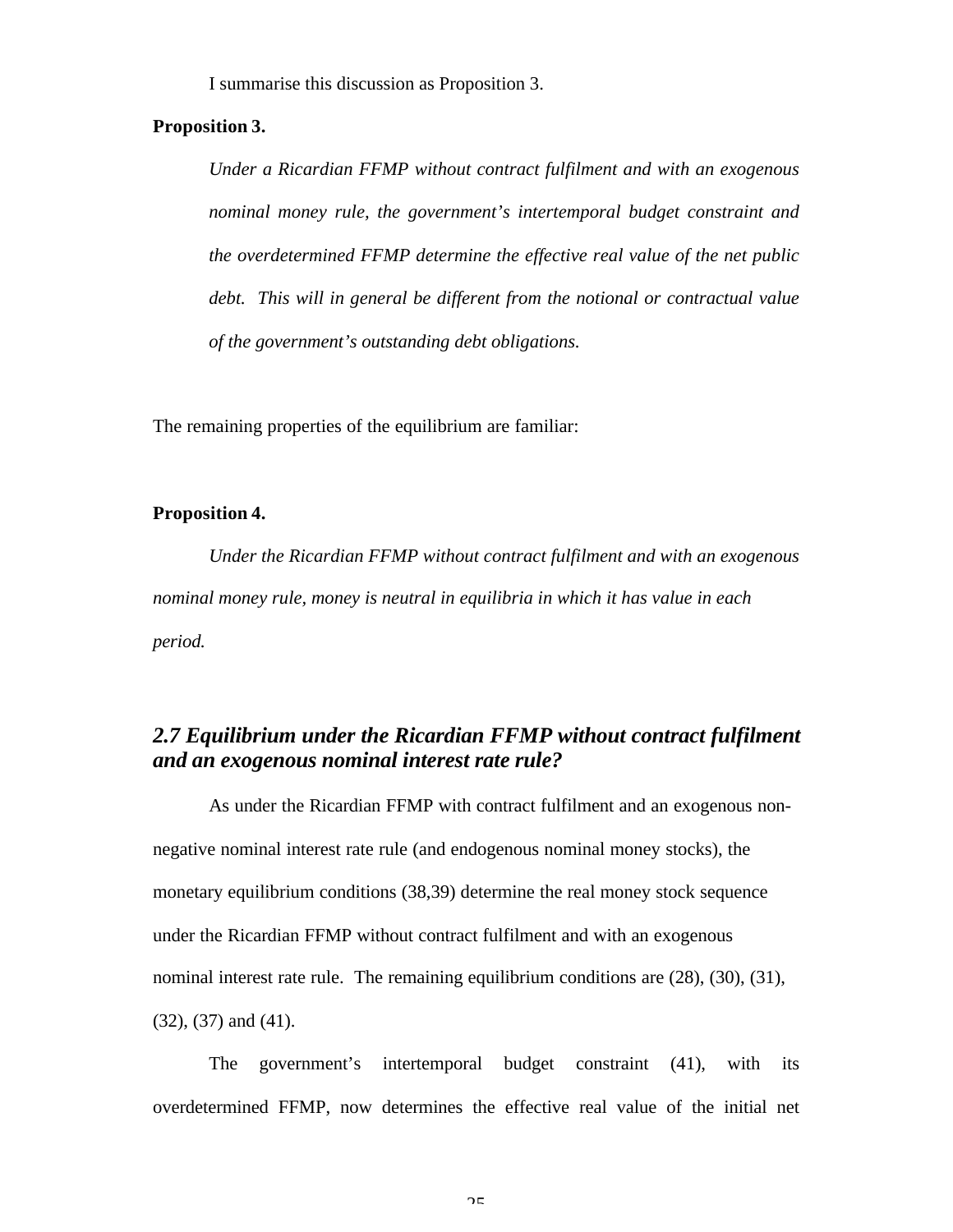I summarise this discussion as Proposition 3.

**Proposition 3.**

> *Under a Ricardian FFMP without contract fulfilment and with an exogenous nominal money rule, the government's intertemporal budget constraint and the overdetermined FFMP determine the effective real value of the net public debt. This will in general be different from the notional or contractual value of the government's outstanding debt obligations.*

The remaining properties of the equilibrium are familiar:

**Proposition 4.**

*Under the Ricardian FFMP without contract fulfilment and with an exogenous nominal money rule, money is neutral in equilibria in which it has value in each period.*

## *2.7 Equilibrium under the Ricardian FFMP without contract fulfilment and an exogenous nominal interest rate rule?*

As under the Ricardian FFMP with contract fulfilment and an exogenous non-negative nominal interest rate rule (and endogenous nominal money stocks), the monetary equilibrium conditions (38,39) determine the real money stock sequence under the Ricardian FFMP without contract fulfilment and with an exogenous nominal interest rate rule. The remaining equilibrium conditions are (28), (30), (31), (32), (37) and (41).

The government's intertemporal budget constraint (41), with its overdetermined FFMP, now determines the effective real value of the initial net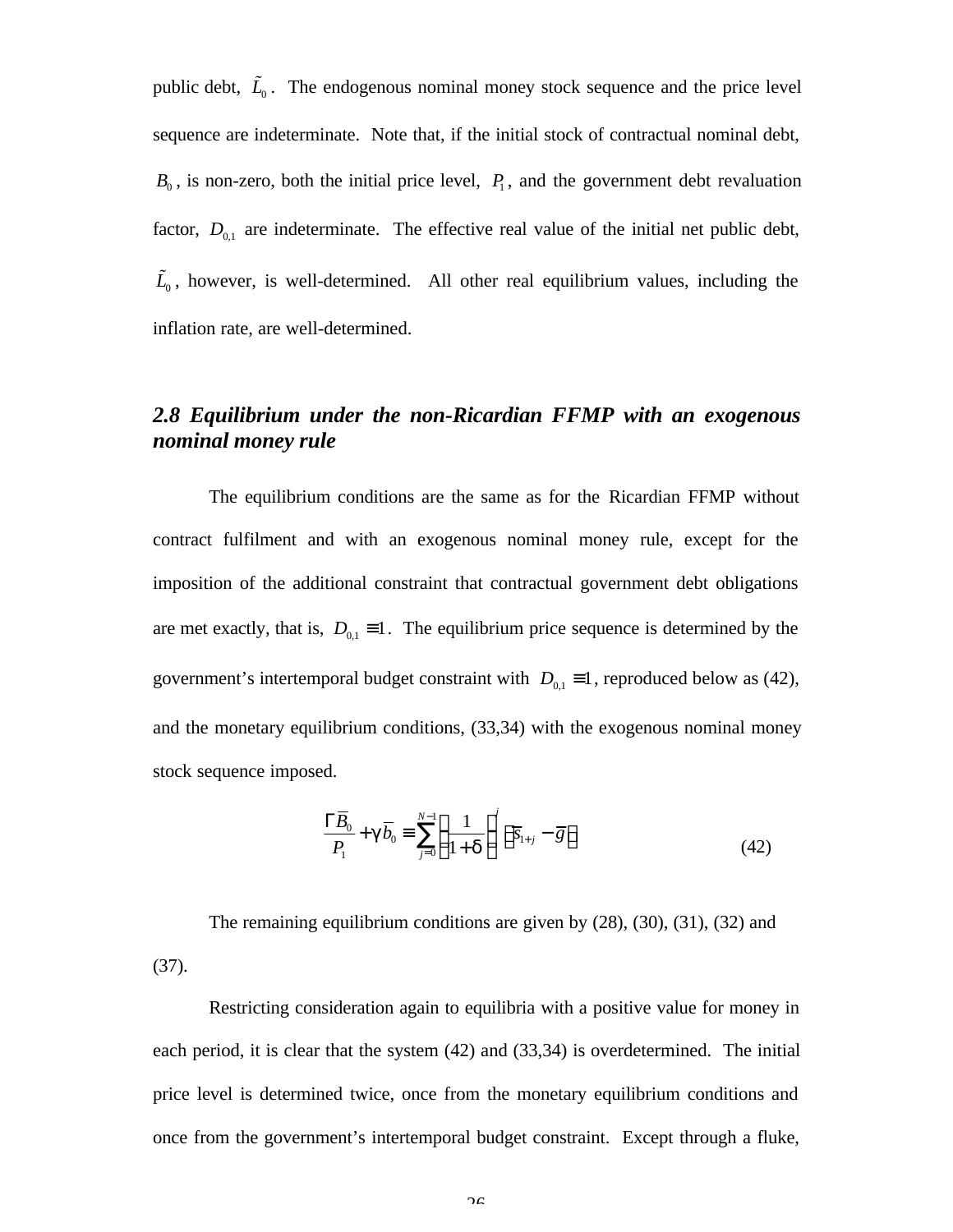public debt, $\tilde{L}_0$. The endogenous nominal money stock sequence and the price level sequence are indeterminate. Note that, if the initial stock of contractual nominal debt, $B_0$, is non-zero, both the initial price level, $P_1$, and the government debt revaluation factor, $D_{0,1}$ are indeterminate. The effective real value of the initial net public debt, $\tilde{L}_0$, however, is well-determined. All other real equilibrium values, including the inflation rate, are well-determined.

### *2.8 Equilibrium under the non-Ricardian FFMP with an exogenous nominal money rule*

The equilibrium conditions are the same as for the Ricardian FFMP without contract fulfilment and with an exogenous nominal money rule, except for the imposition of the additional constraint that contractual government debt obligations are met exactly, that is, $D_{0,1} \equiv 1$. The equilibrium price sequence is determined by the government's intertemporal budget constraint with $D_{0,1} \equiv 1$, reproduced below as (42), and the monetary equilibrium conditions, (33,34) with the exogenous nominal money stock sequence imposed.

$$\frac{\Gamma \overline{B}_0}{P_1} + \gamma \overline{b}_0 \equiv \sum_{j=0}^{N-1} \left( \frac{1}{1+\delta} \right)^j \left( \overline{s}_{1+j} - \overline{g} \right) \tag{42}$$

The remaining equilibrium conditions are given by (28), (30), (31), (32) and (37).

Restricting consideration again to equilibria with a positive value for money in each period, it is clear that the system (42) and (33,34) is overdetermined. The initial price level is determined twice, once from the monetary equilibrium conditions and once from the government's intertemporal budget constraint. Except through a fluke,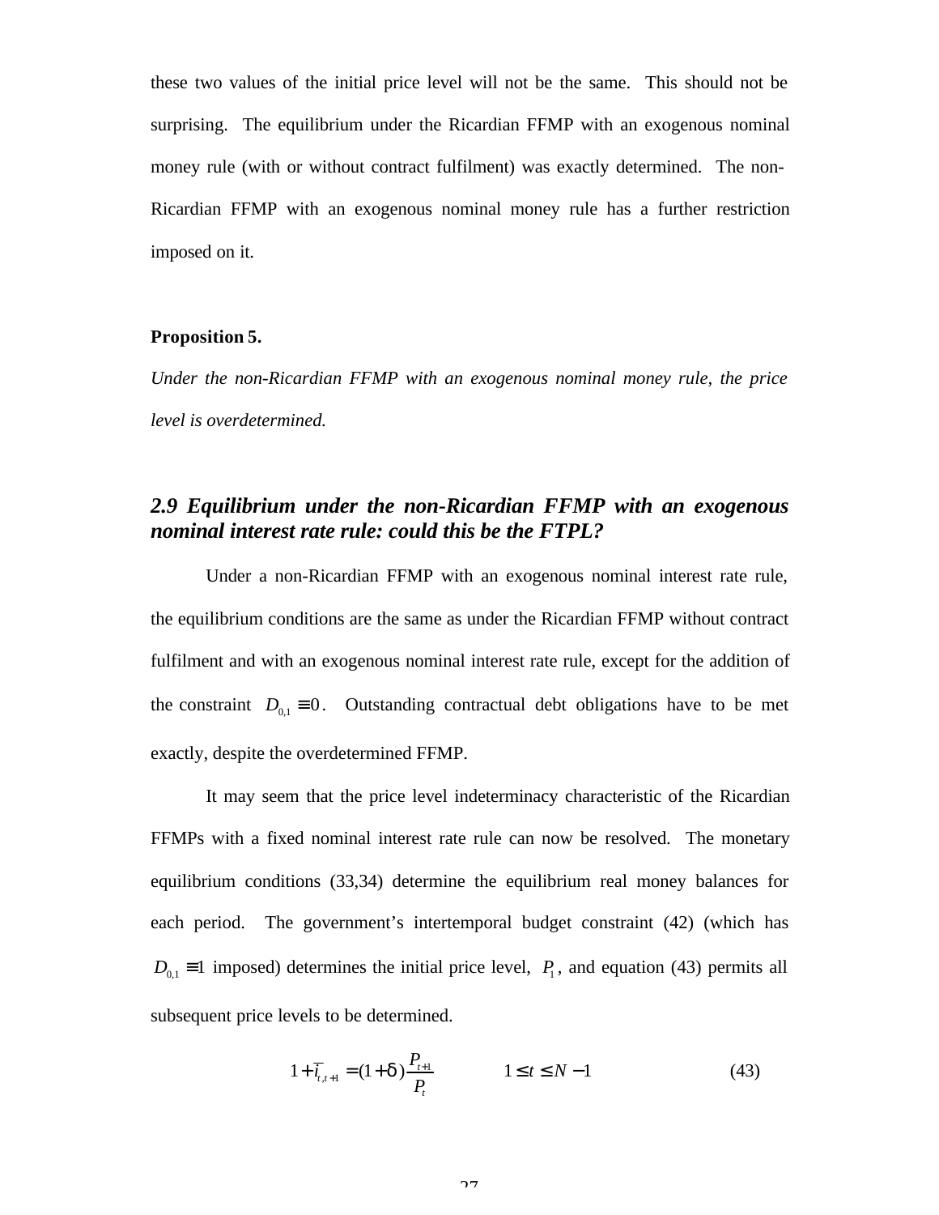these two values of the initial price level will not be the same. This should not be surprising. The equilibrium under the Ricardian FFMP with an exogenous nominal money rule (with or without contract fulfilment) was exactly determined. The non-Ricardian FFMP with an exogenous nominal money rule has a further restriction imposed on it.

**Proposition 5.**

*Under the non-Ricardian FFMP with an exogenous nominal money rule, the price level is overdetermined.*

### *2.9 Equilibrium under the non-Ricardian FFMP with an exogenous nominal interest rate rule: could this be the FTPL?*

Under a non-Ricardian FFMP with an exogenous nominal interest rate rule, the equilibrium conditions are the same as under the Ricardian FFMP without contract fulfilment and with an exogenous nominal interest rate rule, except for the addition of the constraint $D_{0,1} \equiv 0$. Outstanding contractual debt obligations have to be met exactly, despite the overdetermined FFMP.

It may seem that the price level indeterminacy characteristic of the Ricardian FFMPs with a fixed nominal interest rate rule can now be resolved. The monetary equilibrium conditions (33,34) determine the equilibrium real money balances for each period. The government's intertemporal budget constraint (42) (which has $D_{0,1} \equiv 1$ imposed) determines the initial price level, $P_1$, and equation (43) permits all subsequent price levels to be determined.

$$1+\bar{i}_{t,t+1} = (1+\delta)\frac{P_{t+1}}{P_t} \qquad 1 \leq t \leq N-1 \tag{43}$$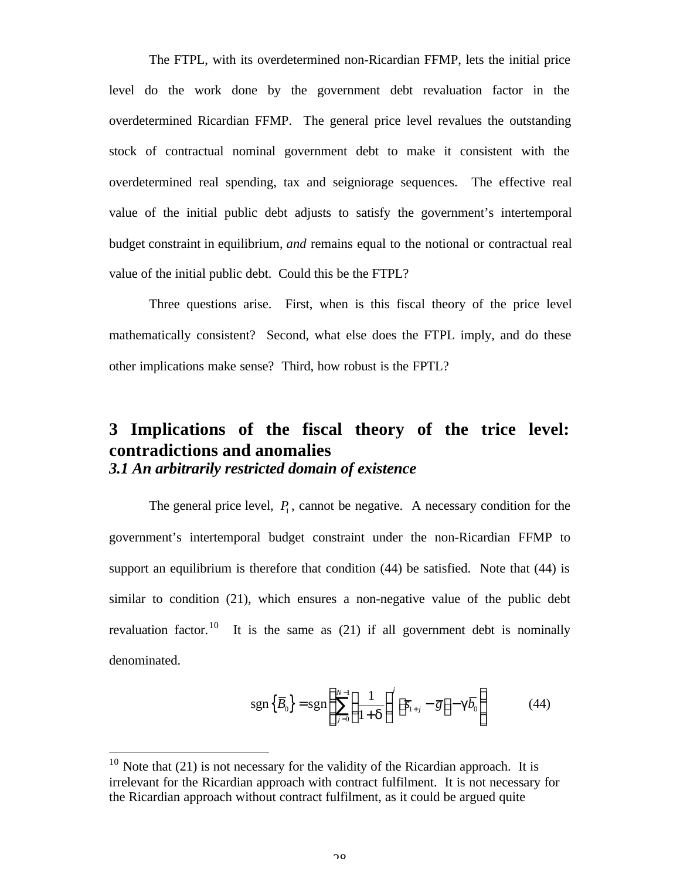The FTPL, with its overdetermined non-Ricardian FFMP, lets the initial price level do the work done by the government debt revaluation factor in the overdetermined Ricardian FFMP. The general price level revalues the outstanding stock of contractual nominal government debt to make it consistent with the overdetermined real spending, tax and seigniorage sequences. The effective real value of the initial public debt adjusts to satisfy the government's intertemporal budget constraint in equilibrium, *and* remains equal to the notional or contractual real value of the initial public debt. Could this be the FTPL?

Three questions arise. First, when is this fiscal theory of the price level mathematically consistent? Second, what else does the FTPL imply, and do these other implications make sense? Third, how robust is the FPTL?

## 3 Implications of the fiscal theory of the trice level: contradictions and anomalies

### *3.1 An arbitrarily restricted domain of existence*

The general price level, $P_1$, cannot be negative. A necessary condition for the government's intertemporal budget constraint under the non-Ricardian FFMP to support an equilibrium is therefore that condition (44) be satisfied. Note that (44) is similar to condition (21), which ensures a non-negative value of the public debt revaluation factor.[10] It is the same as (21) if all government debt is nominally denominated.

$$\operatorname{sgn}\left\{\overline{B}_0\right\} = \operatorname{sgn}\left\{\sum_{j=0}^{N-1}\left(\frac{1}{1+\delta}\right)^j\left(\overline{s}_{1+j} - \overline{g}\right) - \gamma\overline{b}_0\right\} \tag{44}$$

---

[10] Note that (21) is not necessary for the validity of the Ricardian approach. It is irrelevant for the Ricardian approach with contract fulfilment. It is not necessary for the Ricardian approach without contract fulfilment, as it could be argued quite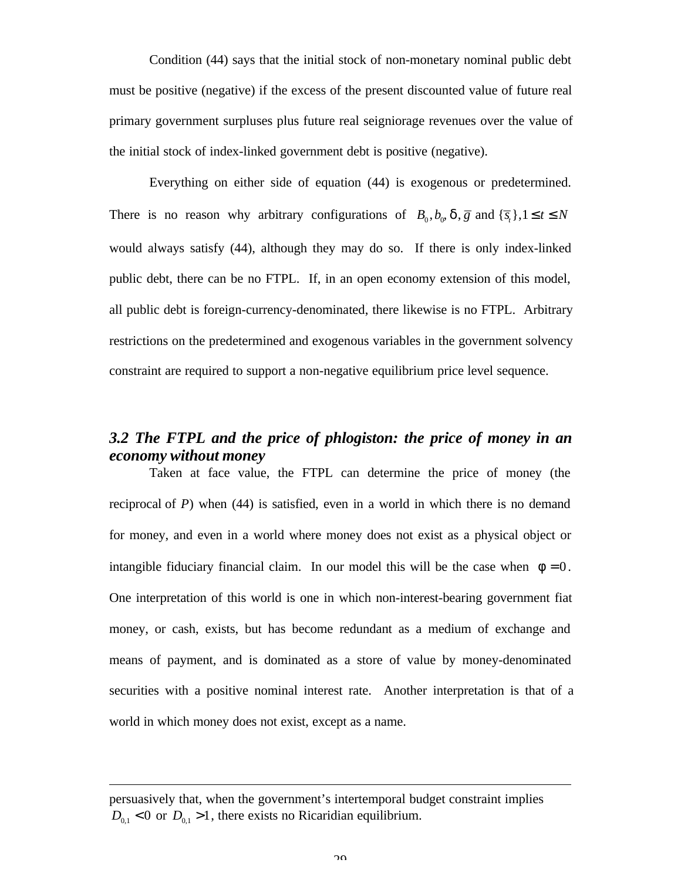Condition (44) says that the initial stock of non-monetary nominal public debt must be positive (negative) if the excess of the present discounted value of future real primary government surpluses plus future real seigniorage revenues over the value of the initial stock of index-linked government debt is positive (negative).

Everything on either side of equation (44) is exogenous or predetermined. There is no reason why arbitrary configurations of $B_0, b_0, \delta, \bar{g}$ and $\{\bar{s}_t\}, 1 \leq t \leq N$ would always satisfy (44), although they may do so. If there is only index-linked public debt, there can be no FTPL. If, in an open economy extension of this model, all public debt is foreign-currency-denominated, there likewise is no FTPL. Arbitrary restrictions on the predetermined and exogenous variables in the government solvency constraint are required to support a non-negative equilibrium price level sequence.

### *3.2 The FTPL and the price of phlogiston: the price of money in an economy without money*

Taken at face value, the FTPL can determine the price of money (the reciprocal of *P*) when (44) is satisfied, even in a world in which there is no demand for money, and even in a world where money does not exist as a physical object or intangible fiduciary financial claim. In our model this will be the case when $\phi = 0$. One interpretation of this world is one in which non-interest-bearing government fiat money, or cash, exists, but has become redundant as a medium of exchange and means of payment, and is dominated as a store of value by money-denominated securities with a positive nominal interest rate. Another interpretation is that of a world in which money does not exist, except as a name.

---

persuasively that, when the government's intertemporal budget constraint implies $D_{0,1} < 0$ or $D_{0,1} > 1$, there exists no Ricaridian equilibrium.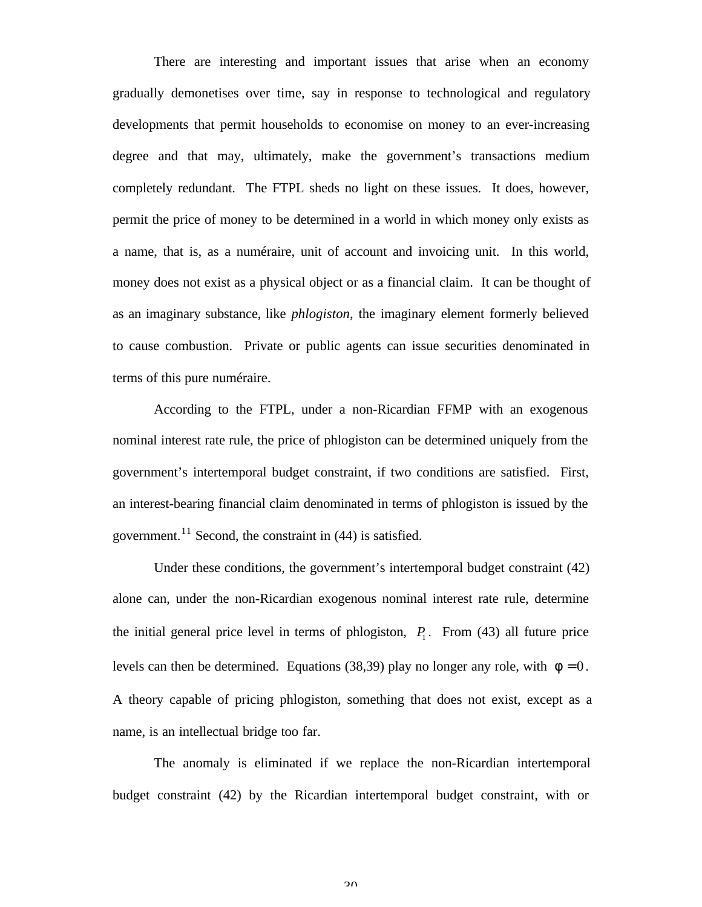There are interesting and important issues that arise when an economy gradually demonetises over time, say in response to technological and regulatory developments that permit households to economise on money to an ever-increasing degree and that may, ultimately, make the government's transactions medium completely redundant. The FTPL sheds no light on these issues. It does, however, permit the price of money to be determined in a world in which money only exists as a name, that is, as a numéraire, unit of account and invoicing unit. In this world, money does not exist as a physical object or as a financial claim. It can be thought of as an imaginary substance, like *phlogiston*, the imaginary element formerly believed to cause combustion. Private or public agents can issue securities denominated in terms of this pure numéraire.

According to the FTPL, under a non-Ricardian FFMP with an exogenous nominal interest rate rule, the price of phlogiston can be determined uniquely from the government's intertemporal budget constraint, if two conditions are satisfied. First, an interest-bearing financial claim denominated in terms of phlogiston is issued by the government.[11] Second, the constraint in (44) is satisfied.

Under these conditions, the government's intertemporal budget constraint (42) alone can, under the non-Ricardian exogenous nominal interest rate rule, determine the initial general price level in terms of phlogiston, $P_1$. From (43) all future price levels can then be determined. Equations (38,39) play no longer any role, with $\phi = 0$. A theory capable of pricing phlogiston, something that does not exist, except as a name, is an intellectual bridge too far.

The anomaly is eliminated if we replace the non-Ricardian intertemporal budget constraint (42) by the Ricardian intertemporal budget constraint, with or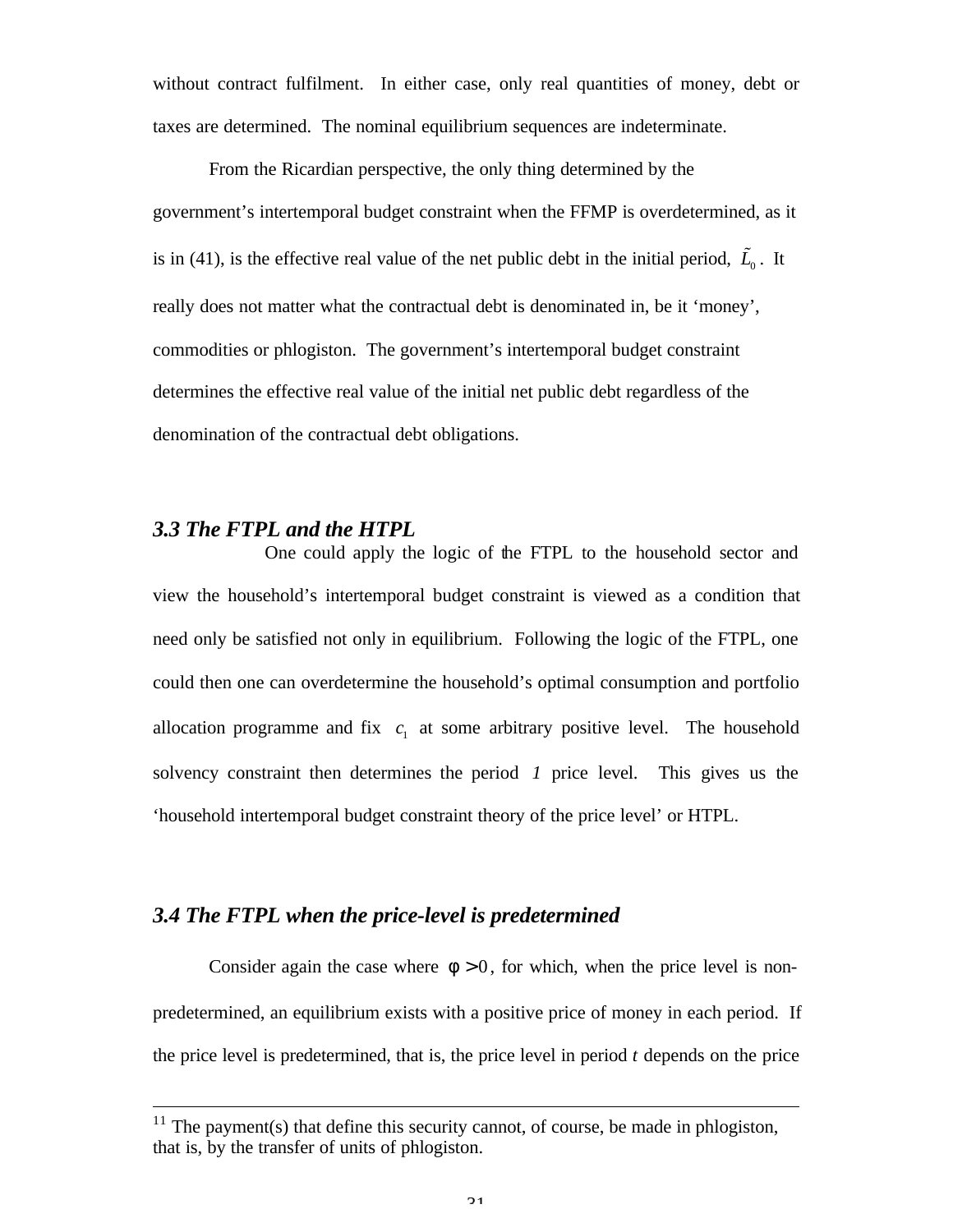without contract fulfilment. In either case, only real quantities of money, debt or taxes are determined. The nominal equilibrium sequences are indeterminate.

From the Ricardian perspective, the only thing determined by the government's intertemporal budget constraint when the FFMP is overdetermined, as it is in (41), is the effective real value of the net public debt in the initial period, $\tilde{L}_0$. It really does not matter what the contractual debt is denominated in, be it 'money', commodities or phlogiston. The government's intertemporal budget constraint determines the effective real value of the initial net public debt regardless of the denomination of the contractual debt obligations.

### *3.3 The FTPL and the HTPL*

One could apply the logic of the FTPL to the household sector and view the household's intertemporal budget constraint is viewed as a condition that need only be satisfied not only in equilibrium. Following the logic of the FTPL, one could then one can overdetermine the household's optimal consumption and portfolio allocation programme and fix $c_1$ at some arbitrary positive level. The household solvency constraint then determines the period *1* price level. This gives us the 'household intertemporal budget constraint theory of the price level' or HTPL.

### *3.4 The FTPL when the price-level is predetermined*

Consider again the case where $\phi > 0$, for which, when the price level is non-predetermined, an equilibrium exists with a positive price of money in each period. If the price level is predetermined, that is, the price level in period *t* depends on the price

---

[11] The payment(s) that define this security cannot, of course, be made in phlogiston, that is, by the transfer of units of phlogiston.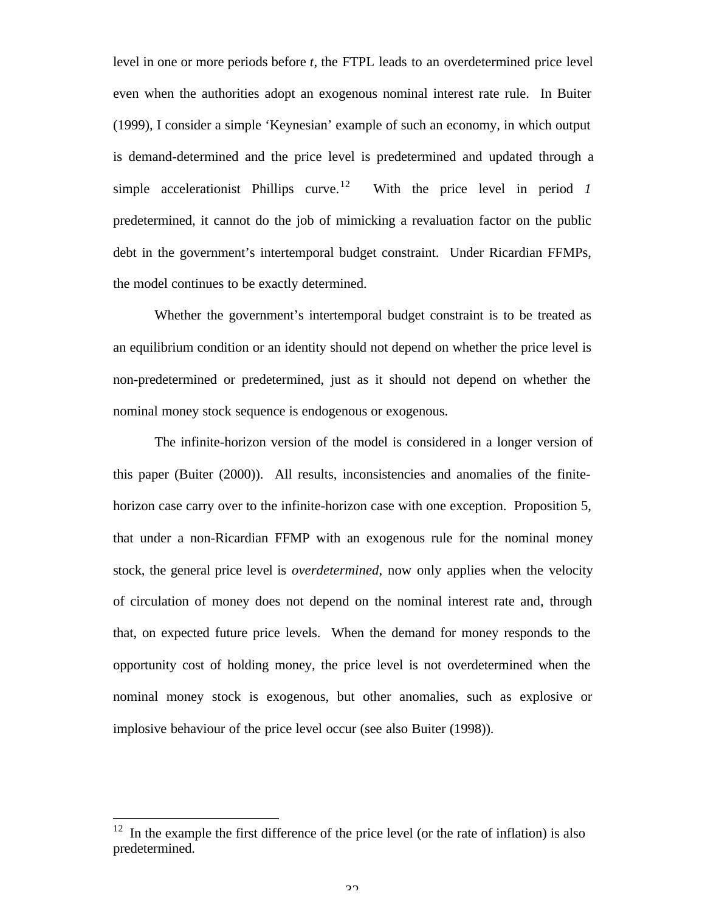level in one or more periods before *t*, the FTPL leads to an overdetermined price level even when the authorities adopt an exogenous nominal interest rate rule. In Buiter (1999), I consider a simple 'Keynesian' example of such an economy, in which output is demand-determined and the price level is predetermined and updated through a simple accelerationist Phillips curve.[12] With the price level in period *1* predetermined, it cannot do the job of mimicking a revaluation factor on the public debt in the government's intertemporal budget constraint. Under Ricardian FFMPs, the model continues to be exactly determined.

Whether the government's intertemporal budget constraint is to be treated as an equilibrium condition or an identity should not depend on whether the price level is non-predetermined or predetermined, just as it should not depend on whether the nominal money stock sequence is endogenous or exogenous.

The infinite-horizon version of the model is considered in a longer version of this paper (Buiter (2000)). All results, inconsistencies and anomalies of the finite-horizon case carry over to the infinite-horizon case with one exception. Proposition 5, that under a non-Ricardian FFMP with an exogenous rule for the nominal money stock, the general price level is *overdetermined*, now only applies when the velocity of circulation of money does not depend on the nominal interest rate and, through that, on expected future price levels. When the demand for money responds to the opportunity cost of holding money, the price level is not overdetermined when the nominal money stock is exogenous, but other anomalies, such as explosive or implosive behaviour of the price level occur (see also Buiter (1998)).

---

[12] In the example the first difference of the price level (or the rate of inflation) is also predetermined.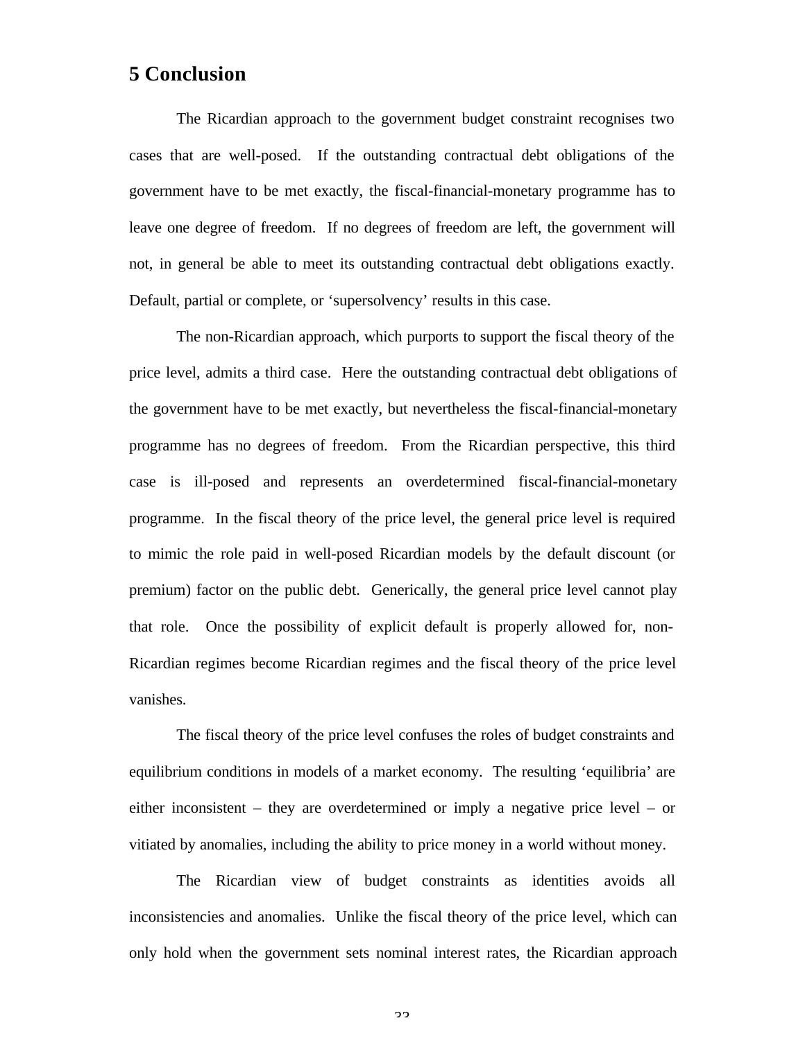# 5 Conclusion

The Ricardian approach to the government budget constraint recognises two cases that are well-posed. If the outstanding contractual debt obligations of the government have to be met exactly, the fiscal-financial-monetary programme has to leave one degree of freedom. If no degrees of freedom are left, the government will not, in general be able to meet its outstanding contractual debt obligations exactly. Default, partial or complete, or 'supersolvency' results in this case.

The non-Ricardian approach, which purports to support the fiscal theory of the price level, admits a third case. Here the outstanding contractual debt obligations of the government have to be met exactly, but nevertheless the fiscal-financial-monetary programme has no degrees of freedom. From the Ricardian perspective, this third case is ill-posed and represents an overdetermined fiscal-financial-monetary programme. In the fiscal theory of the price level, the general price level is required to mimic the role paid in well-posed Ricardian models by the default discount (or premium) factor on the public debt. Generically, the general price level cannot play that role. Once the possibility of explicit default is properly allowed for, non-Ricardian regimes become Ricardian regimes and the fiscal theory of the price level vanishes.

The fiscal theory of the price level confuses the roles of budget constraints and equilibrium conditions in models of a market economy. The resulting 'equilibria' are either inconsistent – they are overdetermined or imply a negative price level – or vitiated by anomalies, including the ability to price money in a world without money.

The Ricardian view of budget constraints as identities avoids all inconsistencies and anomalies. Unlike the fiscal theory of the price level, which can only hold when the government sets nominal interest rates, the Ricardian approach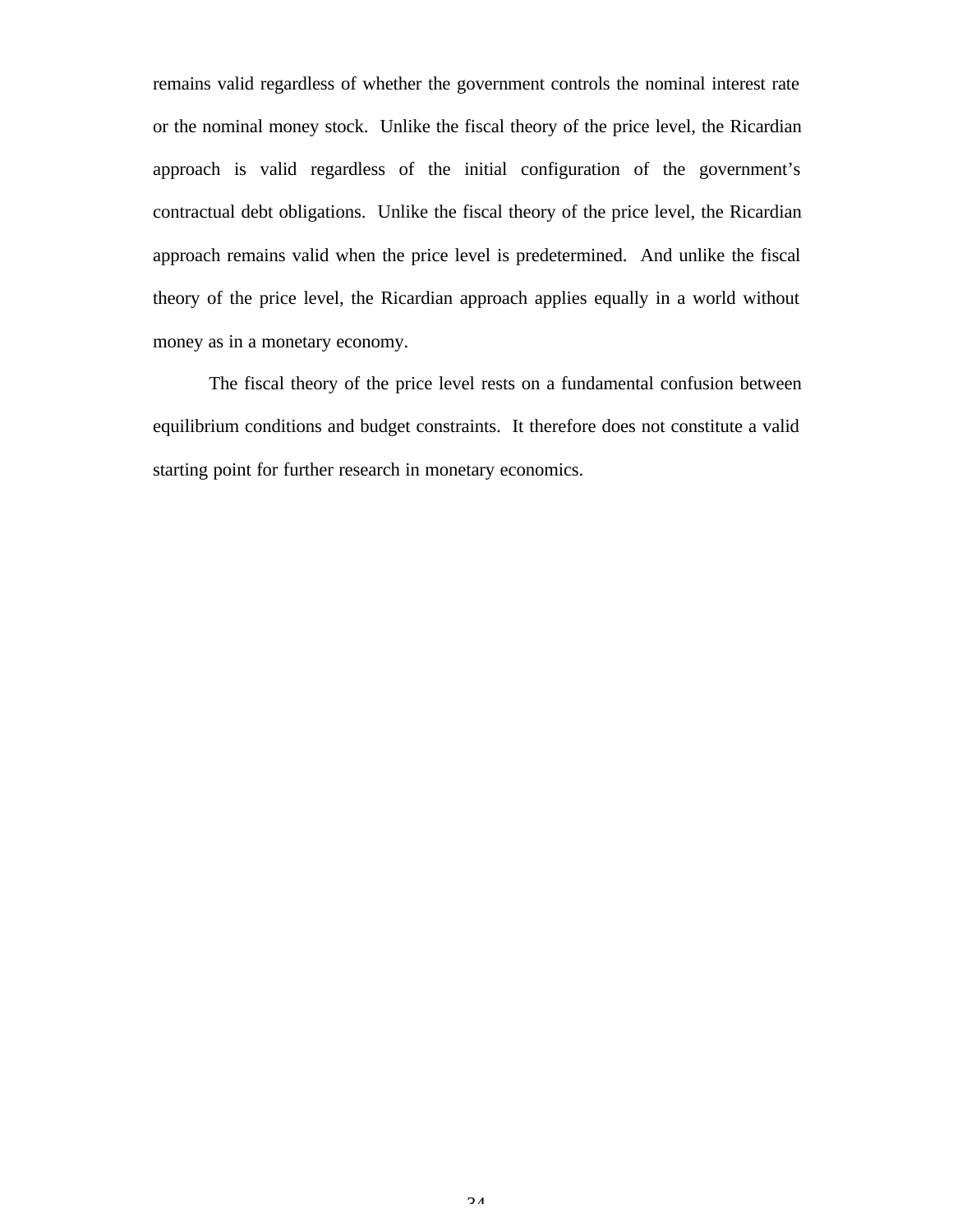remains valid regardless of whether the government controls the nominal interest rate or the nominal money stock. Unlike the fiscal theory of the price level, the Ricardian approach is valid regardless of the initial configuration of the government's contractual debt obligations. Unlike the fiscal theory of the price level, the Ricardian approach remains valid when the price level is predetermined. And unlike the fiscal theory of the price level, the Ricardian approach applies equally in a world without money as in a monetary economy.

The fiscal theory of the price level rests on a fundamental confusion between equilibrium conditions and budget constraints. It therefore does not constitute a valid starting point for further research in monetary economics.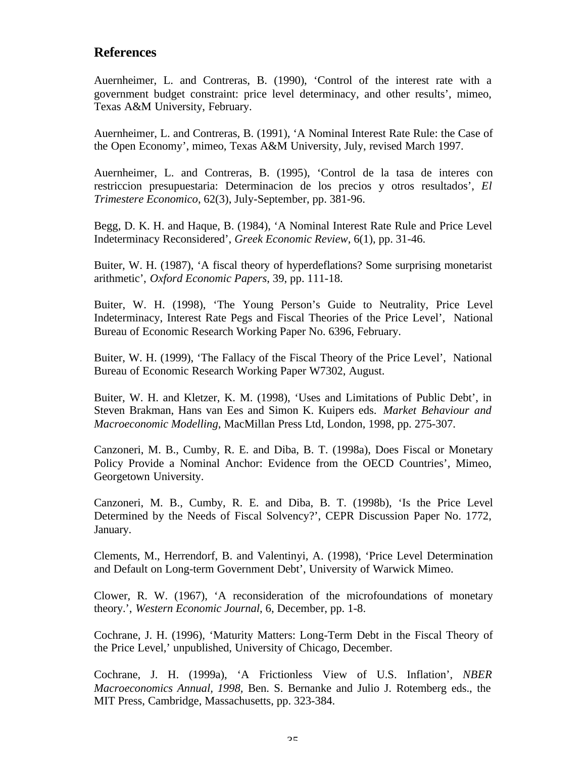## References

Auernheimer, L. and Contreras, B. (1990), 'Control of the interest rate with a government budget constraint: price level determinacy, and other results', mimeo, Texas A&M University, February.

Auernheimer, L. and Contreras, B. (1991), 'A Nominal Interest Rate Rule: the Case of the Open Economy', mimeo, Texas A&M University, July, revised March 1997.

Auernheimer, L. and Contreras, B. (1995), 'Control de la tasa de interes con restriccion presupuestaria: Determinacion de los precios y otros resultados', *El Trimestere Economico*, 62(3), July-September, pp. 381-96.

Begg, D. K. H. and Haque, B. (1984), 'A Nominal Interest Rate Rule and Price Level Indeterminacy Reconsidered', *Greek Economic Review*, 6(1), pp. 31-46.

Buiter, W. H. (1987), 'A fiscal theory of hyperdeflations? Some surprising monetarist arithmetic', *Oxford Economic Papers*, 39, pp. 111-18.

Buiter, W. H. (1998), 'The Young Person's Guide to Neutrality, Price Level Indeterminacy, Interest Rate Pegs and Fiscal Theories of the Price Level', National Bureau of Economic Research Working Paper No. 6396, February.

Buiter, W. H. (1999), 'The Fallacy of the Fiscal Theory of the Price Level', National Bureau of Economic Research Working Paper W7302, August.

Buiter, W. H. and Kletzer, K. M. (1998), 'Uses and Limitations of Public Debt', in Steven Brakman, Hans van Ees and Simon K. Kuipers eds. *Market Behaviour and Macroeconomic Modelling*, MacMillan Press Ltd, London, 1998, pp. 275-307.

Canzoneri, M. B., Cumby, R. E. and Diba, B. T. (1998a), Does Fiscal or Monetary Policy Provide a Nominal Anchor: Evidence from the OECD Countries', Mimeo, Georgetown University.

Canzoneri, M. B., Cumby, R. E. and Diba, B. T. (1998b), 'Is the Price Level Determined by the Needs of Fiscal Solvency?', CEPR Discussion Paper No. 1772, January.

Clements, M., Herrendorf, B. and Valentinyi, A. (1998), 'Price Level Determination and Default on Long-term Government Debt', University of Warwick Mimeo.

Clower, R. W. (1967), 'A reconsideration of the microfoundations of monetary theory.', *Western Economic Journal*, 6, December, pp. 1-8.

Cochrane, J. H. (1996), 'Maturity Matters: Long-Term Debt in the Fiscal Theory of the Price Level,' unpublished, University of Chicago, December.

Cochrane, J. H. (1999a), 'A Frictionless View of U.S. Inflation', *NBER Macroeconomics Annual, 1998*, Ben. S. Bernanke and Julio J. Rotemberg eds., the MIT Press, Cambridge, Massachusetts, pp. 323-384.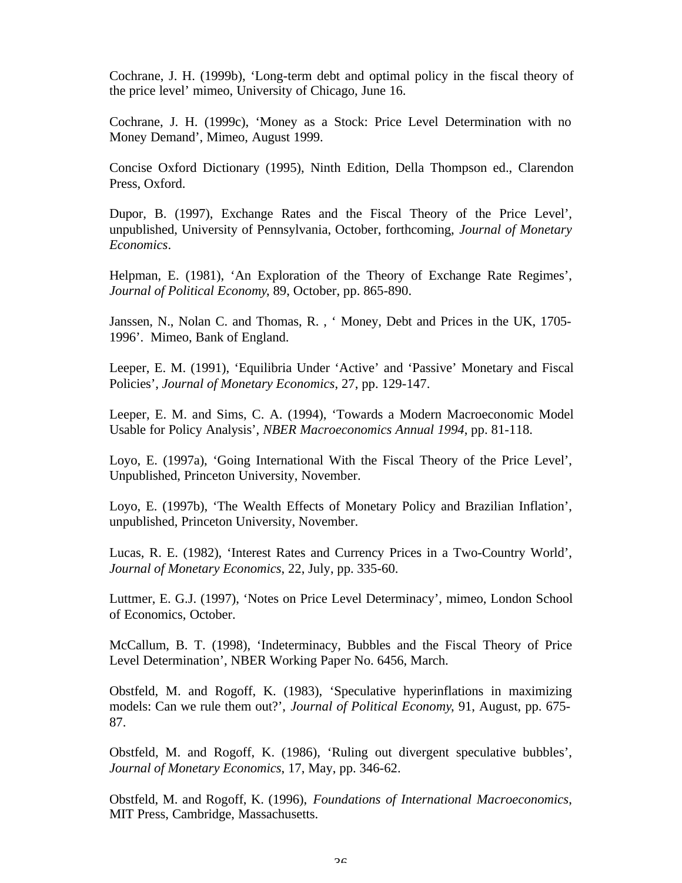Cochrane, J. H. (1999b), ‘Long-term debt and optimal policy in the fiscal theory of the price level’ mimeo, University of Chicago, June 16.

Cochrane, J. H. (1999c), ‘Money as a Stock: Price Level Determination with no Money Demand’, Mimeo, August 1999.

Concise Oxford Dictionary (1995), Ninth Edition, Della Thompson ed., Clarendon Press, Oxford.

Dupor, B. (1997), Exchange Rates and the Fiscal Theory of the Price Level’, unpublished, University of Pennsylvania, October, forthcoming, *Journal of Monetary Economics*.

Helpman, E. (1981), ‘An Exploration of the Theory of Exchange Rate Regimes’, *Journal of Political Economy*, 89, October, pp. 865-890.

Janssen, N., Nolan C. and Thomas, R. , ‘ Money, Debt and Prices in the UK, 1705-1996’. Mimeo, Bank of England.

Leeper, E. M. (1991), ‘Equilibria Under ‘Active’ and ‘Passive’ Monetary and Fiscal Policies’, *Journal of Monetary Economics*, 27, pp. 129-147.

Leeper, E. M. and Sims, C. A. (1994), ‘Towards a Modern Macroeconomic Model Usable for Policy Analysis’, *NBER Macroeconomics Annual 1994*, pp. 81-118.

Loyo, E. (1997a), ‘Going International With the Fiscal Theory of the Price Level’, Unpublished, Princeton University, November.

Loyo, E. (1997b), ‘The Wealth Effects of Monetary Policy and Brazilian Inflation’, unpublished, Princeton University, November.

Lucas, R. E. (1982), ‘Interest Rates and Currency Prices in a Two-Country World’, *Journal of Monetary Economics*, 22, July, pp. 335-60.

Luttmer, E. G.J. (1997), ‘Notes on Price Level Determinacy’, mimeo, London School of Economics, October.

McCallum, B. T. (1998), ‘Indeterminacy, Bubbles and the Fiscal Theory of Price Level Determination’, NBER Working Paper No. 6456, March.

Obstfeld, M. and Rogoff, K. (1983), ‘Speculative hyperinflations in maximizing models: Can we rule them out?’, *Journal of Political Economy*, 91, August, pp. 675-87.

Obstfeld, M. and Rogoff, K. (1986), ‘Ruling out divergent speculative bubbles’, *Journal of Monetary Economics*, 17, May, pp. 346-62.

Obstfeld, M. and Rogoff, K. (1996), *Foundations of International Macroeconomics*, MIT Press, Cambridge, Massachusetts.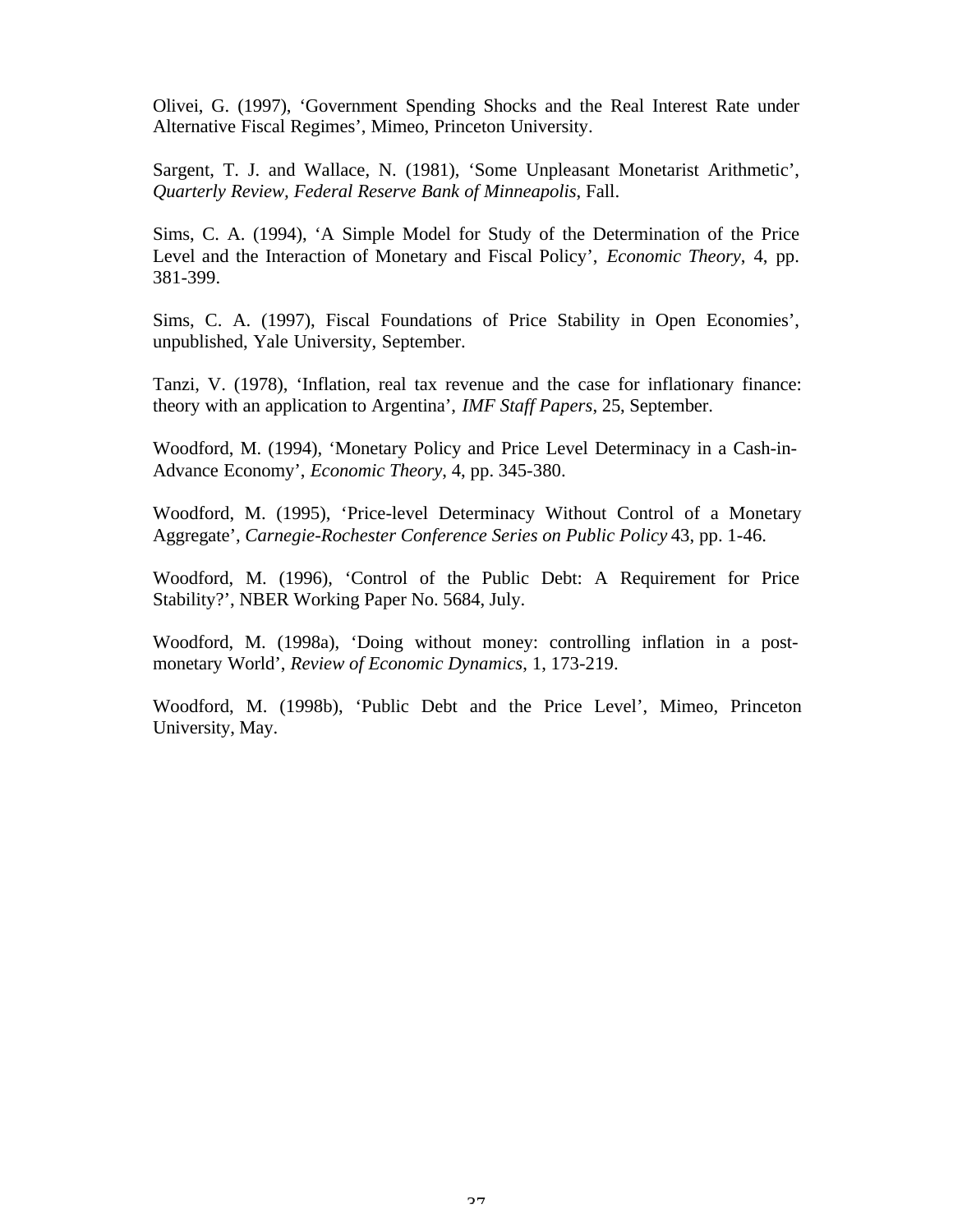Olivei, G. (1997), 'Government Spending Shocks and the Real Interest Rate under Alternative Fiscal Regimes', Mimeo, Princeton University.

Sargent, T. J. and Wallace, N. (1981), 'Some Unpleasant Monetarist Arithmetic', *Quarterly Review, Federal Reserve Bank of Minneapolis*, Fall.

Sims, C. A. (1994), 'A Simple Model for Study of the Determination of the Price Level and the Interaction of Monetary and Fiscal Policy', *Economic Theory*, 4, pp. 381-399.

Sims, C. A. (1997), Fiscal Foundations of Price Stability in Open Economies', unpublished, Yale University, September.

Tanzi, V. (1978), 'Inflation, real tax revenue and the case for inflationary finance: theory with an application to Argentina', *IMF Staff Papers*, 25, September.

Woodford, M. (1994), 'Monetary Policy and Price Level Determinacy in a Cash-in-Advance Economy', *Economic Theory*, 4, pp. 345-380.

Woodford, M. (1995), 'Price-level Determinacy Without Control of a Monetary Aggregate', *Carnegie-Rochester Conference Series on Public Policy* 43, pp. 1-46.

Woodford, M. (1996), 'Control of the Public Debt: A Requirement for Price Stability?', NBER Working Paper No. 5684, July.

Woodford, M. (1998a), 'Doing without money: controlling inflation in a post-monetary World', *Review of Economic Dynamics*, 1, 173-219.

Woodford, M. (1998b), 'Public Debt and the Price Level', Mimeo, Princeton University, May.